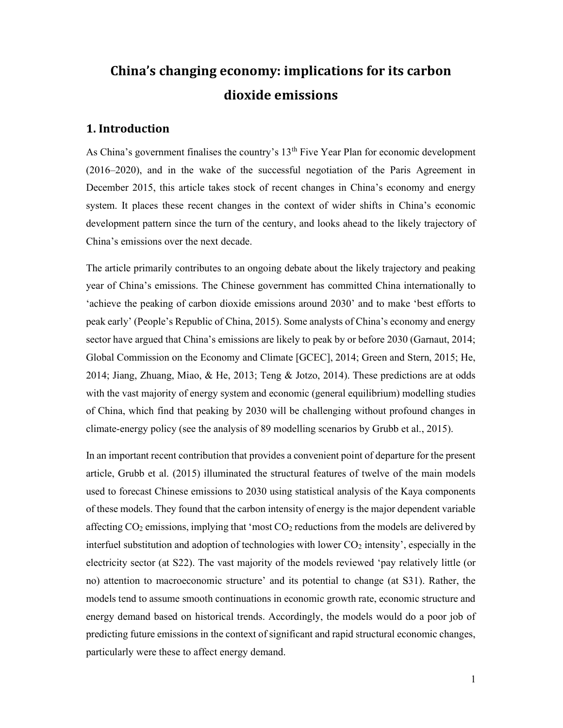# China's changing economy: implications for its carbon dioxide emissions

## 1. Introduction

As China's government finalises the country's 13[th] Five Year Plan for economic development (2016–2020), and in the wake of the successful negotiation of the Paris Agreement in December 2015, this article takes stock of recent changes in China's economy and energy system. It places these recent changes in the context of wider shifts in China's economic development pattern since the turn of the century, and looks ahead to the likely trajectory of China's emissions over the next decade.

The article primarily contributes to an ongoing debate about the likely trajectory and peaking year of China's emissions. The Chinese government has committed China internationally to 'achieve the peaking of carbon dioxide emissions around 2030' and to make 'best efforts to peak early' (People's Republic of China, 2015). Some analysts of China's economy and energy sector have argued that China's emissions are likely to peak by or before 2030 (Garnaut, 2014; Global Commission on the Economy and Climate [GCEC], 2014; Green and Stern, 2015; He, 2014; Jiang, Zhuang, Miao, & He, 2013; Teng & Jotzo, 2014). These predictions are at odds with the vast majority of energy system and economic (general equilibrium) modelling studies of China, which find that peaking by 2030 will be challenging without profound changes in climate-energy policy (see the analysis of 89 modelling scenarios by Grubb et al., 2015).

In an important recent contribution that provides a convenient point of departure for the present article, Grubb et al. (2015) illuminated the structural features of twelve of the main models used to forecast Chinese emissions to 2030 using statistical analysis of the Kaya components of these models. They found that the carbon intensity of energy is the major dependent variable affecting $CO_2$ emissions, implying that 'most $CO_2$ reductions from the models are delivered by interfuel substitution and adoption of technologies with lower $CO_2$ intensity', especially in the electricity sector (at S22). The vast majority of the models reviewed 'pay relatively little (or no) attention to macroeconomic structure' and its potential to change (at S31). Rather, the models tend to assume smooth continuations in economic growth rate, economic structure and energy demand based on historical trends. Accordingly, the models would do a poor job of predicting future emissions in the context of significant and rapid structural economic changes, particularly were these to affect energy demand.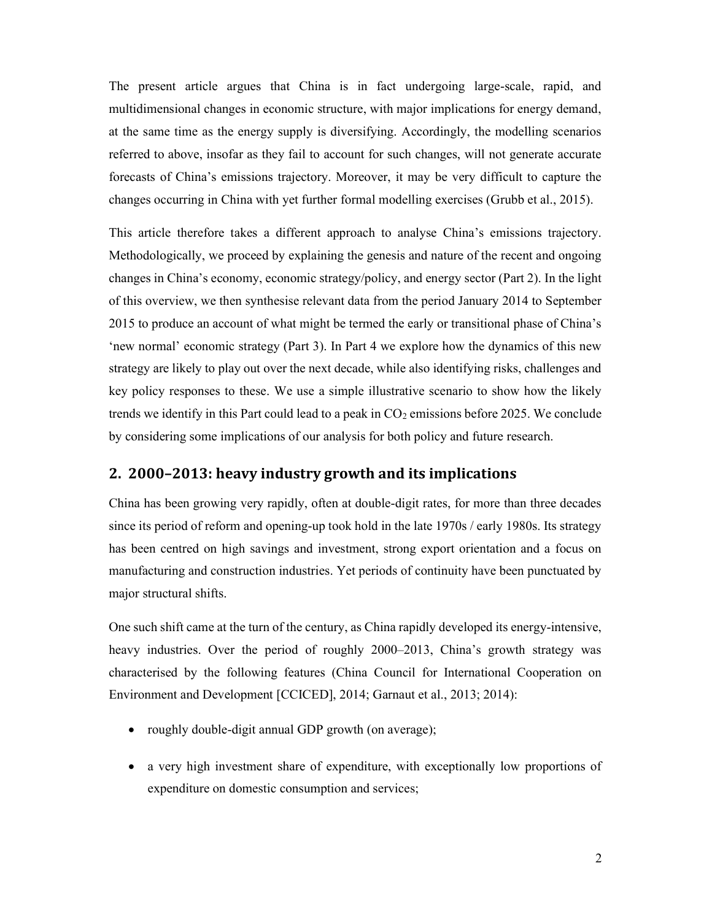The present article argues that China is in fact undergoing large-scale, rapid, and multidimensional changes in economic structure, with major implications for energy demand, at the same time as the energy supply is diversifying. Accordingly, the modelling scenarios referred to above, insofar as they fail to account for such changes, will not generate accurate forecasts of China's emissions trajectory. Moreover, it may be very difficult to capture the changes occurring in China with yet further formal modelling exercises (Grubb et al., 2015).

This article therefore takes a different approach to analyse China's emissions trajectory. Methodologically, we proceed by explaining the genesis and nature of the recent and ongoing changes in China's economy, economic strategy/policy, and energy sector (Part 2). In the light of this overview, we then synthesise relevant data from the period January 2014 to September 2015 to produce an account of what might be termed the early or transitional phase of China's 'new normal' economic strategy (Part 3). In Part 4 we explore how the dynamics of this new strategy are likely to play out over the next decade, while also identifying risks, challenges and key policy responses to these. We use a simple illustrative scenario to show how the likely trends we identify in this Part could lead to a peak in $CO_2$ emissions before 2025. We conclude by considering some implications of our analysis for both policy and future research.

## 2. 2000–2013: heavy industry growth and its implications

China has been growing very rapidly, often at double-digit rates, for more than three decades since its period of reform and opening-up took hold in the late 1970s / early 1980s. Its strategy has been centred on high savings and investment, strong export orientation and a focus on manufacturing and construction industries. Yet periods of continuity have been punctuated by major structural shifts.

One such shift came at the turn of the century, as China rapidly developed its energy-intensive, heavy industries. Over the period of roughly 2000–2013, China's growth strategy was characterised by the following features (China Council for International Cooperation on Environment and Development [CCICED], 2014; Garnaut et al., 2013; 2014):

- roughly double-digit annual GDP growth (on average);
- a very high investment share of expenditure, with exceptionally low proportions of expenditure on domestic consumption and services;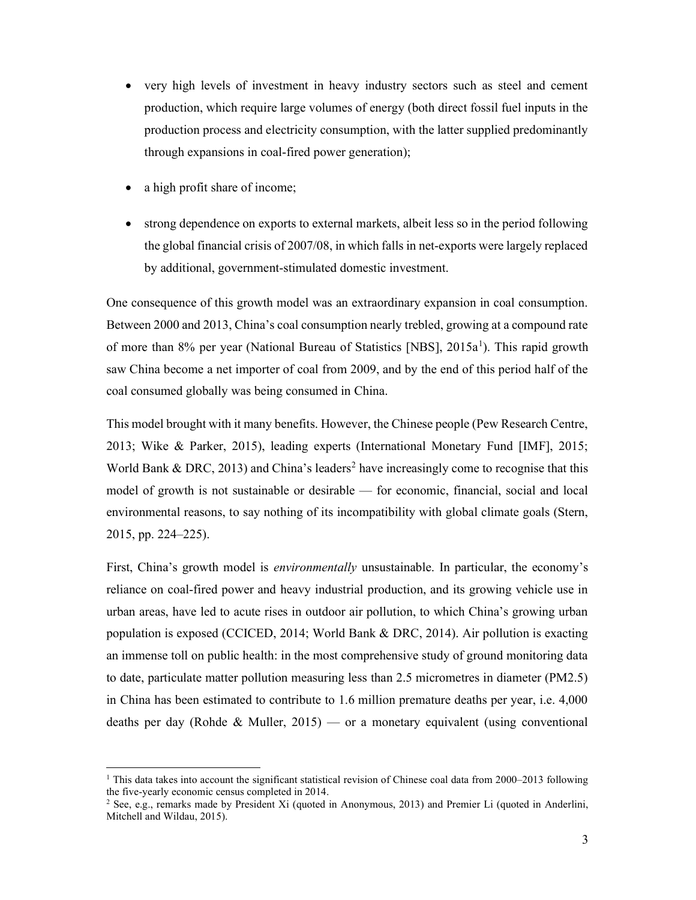- very high levels of investment in heavy industry sectors such as steel and cement production, which require large volumes of energy (both direct fossil fuel inputs in the production process and electricity consumption, with the latter supplied predominantly through expansions in coal-fired power generation);
- a high profit share of income;
- strong dependence on exports to external markets, albeit less so in the period following the global financial crisis of 2007/08, in which falls in net-exports were largely replaced by additional, government-stimulated domestic investment.

One consequence of this growth model was an extraordinary expansion in coal consumption. Between 2000 and 2013, China's coal consumption nearly trebled, growing at a compound rate of more than 8% per year (National Bureau of Statistics [NBS], 2015a[1]). This rapid growth saw China become a net importer of coal from 2009, and by the end of this period half of the coal consumed globally was being consumed in China.

This model brought with it many benefits. However, the Chinese people (Pew Research Centre, 2013; Wike & Parker, 2015), leading experts (International Monetary Fund [IMF], 2015; World Bank & DRC, 2013) and China's leaders[2] have increasingly come to recognise that this model of growth is not sustainable or desirable — for economic, financial, social and local environmental reasons, to say nothing of its incompatibility with global climate goals (Stern, 2015, pp. 224–225).

First, China's growth model is *environmentally* unsustainable. In particular, the economy's reliance on coal-fired power and heavy industrial production, and its growing vehicle use in urban areas, have led to acute rises in outdoor air pollution, to which China's growing urban population is exposed (CCICED, 2014; World Bank & DRC, 2014). Air pollution is exacting an immense toll on public health: in the most comprehensive study of ground monitoring data to date, particulate matter pollution measuring less than 2.5 micrometres in diameter (PM2.5) in China has been estimated to contribute to 1.6 million premature deaths per year, i.e. 4,000 deaths per day (Rohde & Muller, 2015) — or a monetary equivalent (using conventional

[1] This data takes into account the significant statistical revision of Chinese coal data from 2000–2013 following the five-yearly economic census completed in 2014.

[2] See, e.g., remarks made by President Xi (quoted in Anonymous, 2013) and Premier Li (quoted in Anderlini, Mitchell and Wildau, 2015).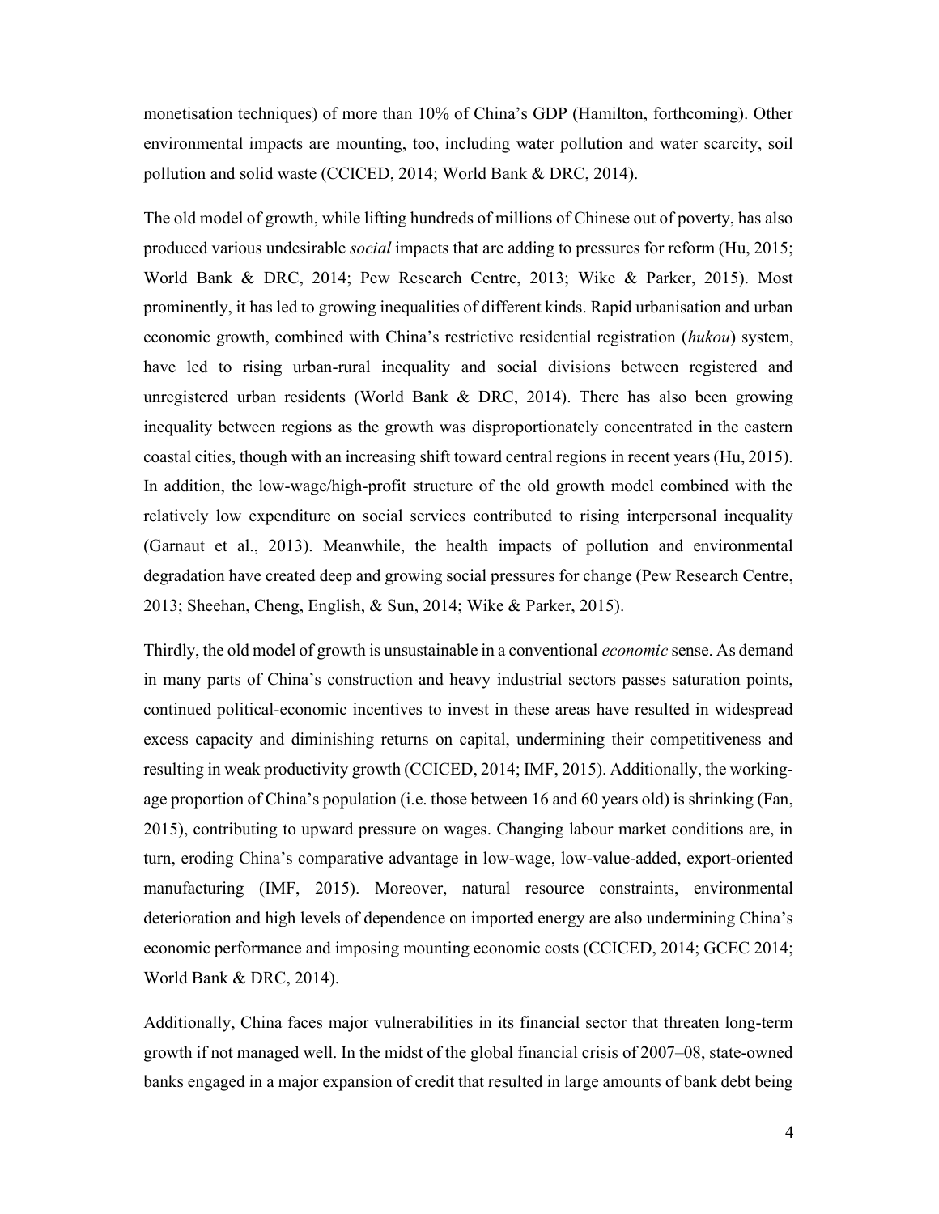monetisation techniques) of more than 10% of China's GDP (Hamilton, forthcoming). Other environmental impacts are mounting, too, including water pollution and water scarcity, soil pollution and solid waste (CCICED, 2014; World Bank & DRC, 2014).

The old model of growth, while lifting hundreds of millions of Chinese out of poverty, has also produced various undesirable *social* impacts that are adding to pressures for reform (Hu, 2015; World Bank & DRC, 2014; Pew Research Centre, 2013; Wike & Parker, 2015). Most prominently, it has led to growing inequalities of different kinds. Rapid urbanisation and urban economic growth, combined with China's restrictive residential registration (*hukou*) system, have led to rising urban-rural inequality and social divisions between registered and unregistered urban residents (World Bank & DRC, 2014). There has also been growing inequality between regions as the growth was disproportionately concentrated in the eastern coastal cities, though with an increasing shift toward central regions in recent years (Hu, 2015). In addition, the low-wage/high-profit structure of the old growth model combined with the relatively low expenditure on social services contributed to rising interpersonal inequality (Garnaut et al., 2013). Meanwhile, the health impacts of pollution and environmental degradation have created deep and growing social pressures for change (Pew Research Centre, 2013; Sheehan, Cheng, English, & Sun, 2014; Wike & Parker, 2015).

Thirdly, the old model of growth is unsustainable in a conventional *economic* sense. As demand in many parts of China's construction and heavy industrial sectors passes saturation points, continued political-economic incentives to invest in these areas have resulted in widespread excess capacity and diminishing returns on capital, undermining their competitiveness and resulting in weak productivity growth (CCICED, 2014; IMF, 2015). Additionally, the working-age proportion of China's population (i.e. those between 16 and 60 years old) is shrinking (Fan, 2015), contributing to upward pressure on wages. Changing labour market conditions are, in turn, eroding China's comparative advantage in low-wage, low-value-added, export-oriented manufacturing (IMF, 2015). Moreover, natural resource constraints, environmental deterioration and high levels of dependence on imported energy are also undermining China's economic performance and imposing mounting economic costs (CCICED, 2014; GCEC 2014; World Bank & DRC, 2014).

Additionally, China faces major vulnerabilities in its financial sector that threaten long-term growth if not managed well. In the midst of the global financial crisis of 2007–08, state-owned banks engaged in a major expansion of credit that resulted in large amounts of bank debt being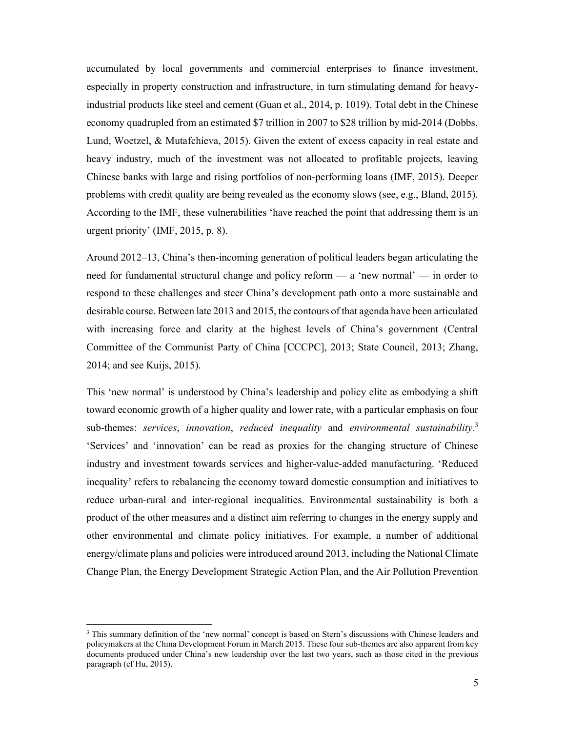accumulated by local governments and commercial enterprises to finance investment, especially in property construction and infrastructure, in turn stimulating demand for heavy-industrial products like steel and cement (Guan et al., 2014, p. 1019). Total debt in the Chinese economy quadrupled from an estimated $7 trillion in 2007 to $28 trillion by mid-2014 (Dobbs, Lund, Woetzel, & Mutafchieva, 2015). Given the extent of excess capacity in real estate and heavy industry, much of the investment was not allocated to profitable projects, leaving Chinese banks with large and rising portfolios of non-performing loans (IMF, 2015). Deeper problems with credit quality are being revealed as the economy slows (see, e.g., Bland, 2015). According to the IMF, these vulnerabilities 'have reached the point that addressing them is an urgent priority' (IMF, 2015, p. 8).

Around 2012–13, China's then-incoming generation of political leaders began articulating the need for fundamental structural change and policy reform — a 'new normal' — in order to respond to these challenges and steer China's development path onto a more sustainable and desirable course. Between late 2013 and 2015, the contours of that agenda have been articulated with increasing force and clarity at the highest levels of China's government (Central Committee of the Communist Party of China [CCCPC], 2013; State Council, 2013; Zhang, 2014; and see Kuijs, 2015).

This 'new normal' is understood by China's leadership and policy elite as embodying a shift toward economic growth of a higher quality and lower rate, with a particular emphasis on four sub-themes: *services*, *innovation*, *reduced inequality* and *environmental sustainability*.[3] 'Services' and 'innovation' can be read as proxies for the changing structure of Chinese industry and investment towards services and higher-value-added manufacturing. 'Reduced inequality' refers to rebalancing the economy toward domestic consumption and initiatives to reduce urban-rural and inter-regional inequalities. Environmental sustainability is both a product of the other measures and a distinct aim referring to changes in the energy supply and other environmental and climate policy initiatives. For example, a number of additional energy/climate plans and policies were introduced around 2013, including the National Climate Change Plan, the Energy Development Strategic Action Plan, and the Air Pollution Prevention

[3] This summary definition of the 'new normal' concept is based on Stern's discussions with Chinese leaders and policymakers at the China Development Forum in March 2015. These four sub-themes are also apparent from key documents produced under China's new leadership over the last two years, such as those cited in the previous paragraph (cf Hu, 2015).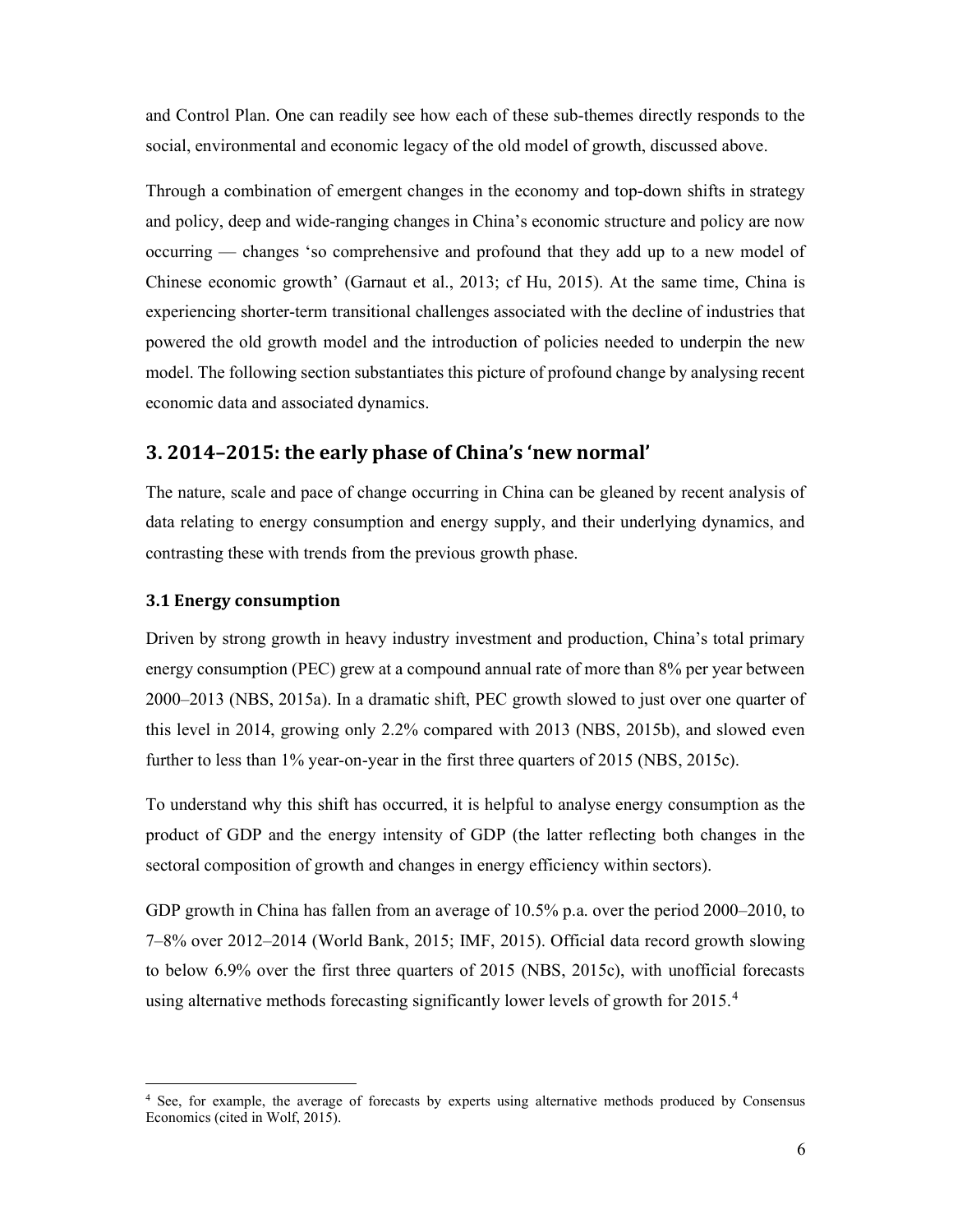and Control Plan. One can readily see how each of these sub-themes directly responds to the social, environmental and economic legacy of the old model of growth, discussed above.

Through a combination of emergent changes in the economy and top-down shifts in strategy and policy, deep and wide-ranging changes in China's economic structure and policy are now occurring — changes 'so comprehensive and profound that they add up to a new model of Chinese economic growth' (Garnaut et al., 2013; cf Hu, 2015). At the same time, China is experiencing shorter-term transitional challenges associated with the decline of industries that powered the old growth model and the introduction of policies needed to underpin the new model. The following section substantiates this picture of profound change by analysing recent economic data and associated dynamics.

## 3. 2014–2015: the early phase of China's 'new normal'

The nature, scale and pace of change occurring in China can be gleaned by recent analysis of data relating to energy consumption and energy supply, and their underlying dynamics, and contrasting these with trends from the previous growth phase.

### 3.1 Energy consumption

Driven by strong growth in heavy industry investment and production, China's total primary energy consumption (PEC) grew at a compound annual rate of more than 8% per year between 2000–2013 (NBS, 2015a). In a dramatic shift, PEC growth slowed to just over one quarter of this level in 2014, growing only 2.2% compared with 2013 (NBS, 2015b), and slowed even further to less than 1% year-on-year in the first three quarters of 2015 (NBS, 2015c).

To understand why this shift has occurred, it is helpful to analyse energy consumption as the product of GDP and the energy intensity of GDP (the latter reflecting both changes in the sectoral composition of growth and changes in energy efficiency within sectors).

GDP growth in China has fallen from an average of 10.5% p.a. over the period 2000–2010, to 7–8% over 2012–2014 (World Bank, 2015; IMF, 2015). Official data record growth slowing to below 6.9% over the first three quarters of 2015 (NBS, 2015c), with unofficial forecasts using alternative methods forecasting significantly lower levels of growth for 2015.[4]

[4] See, for example, the average of forecasts by experts using alternative methods produced by Consensus Economics (cited in Wolf, 2015).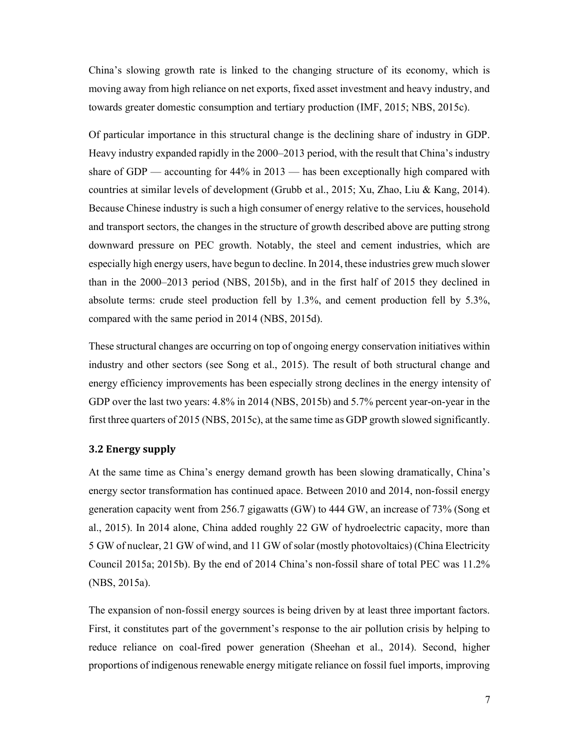China's slowing growth rate is linked to the changing structure of its economy, which is moving away from high reliance on net exports, fixed asset investment and heavy industry, and towards greater domestic consumption and tertiary production (IMF, 2015; NBS, 2015c).

Of particular importance in this structural change is the declining share of industry in GDP. Heavy industry expanded rapidly in the 2000–2013 period, with the result that China's industry share of GDP — accounting for 44% in 2013 — has been exceptionally high compared with countries at similar levels of development (Grubb et al., 2015; Xu, Zhao, Liu & Kang, 2014). Because Chinese industry is such a high consumer of energy relative to the services, household and transport sectors, the changes in the structure of growth described above are putting strong downward pressure on PEC growth. Notably, the steel and cement industries, which are especially high energy users, have begun to decline. In 2014, these industries grew much slower than in the 2000–2013 period (NBS, 2015b), and in the first half of 2015 they declined in absolute terms: crude steel production fell by 1.3%, and cement production fell by 5.3%, compared with the same period in 2014 (NBS, 2015d).

These structural changes are occurring on top of ongoing energy conservation initiatives within industry and other sectors (see Song et al., 2015). The result of both structural change and energy efficiency improvements has been especially strong declines in the energy intensity of GDP over the last two years: 4.8% in 2014 (NBS, 2015b) and 5.7% percent year-on-year in the first three quarters of 2015 (NBS, 2015c), at the same time as GDP growth slowed significantly.

### 3.2 Energy supply

At the same time as China's energy demand growth has been slowing dramatically, China's energy sector transformation has continued apace. Between 2010 and 2014, non-fossil energy generation capacity went from 256.7 gigawatts (GW) to 444 GW, an increase of 73% (Song et al., 2015). In 2014 alone, China added roughly 22 GW of hydroelectric capacity, more than 5 GW of nuclear, 21 GW of wind, and 11 GW of solar (mostly photovoltaics) (China Electricity Council 2015a; 2015b). By the end of 2014 China's non-fossil share of total PEC was 11.2% (NBS, 2015a).

The expansion of non-fossil energy sources is being driven by at least three important factors. First, it constitutes part of the government's response to the air pollution crisis by helping to reduce reliance on coal-fired power generation (Sheehan et al., 2014). Second, higher proportions of indigenous renewable energy mitigate reliance on fossil fuel imports, improving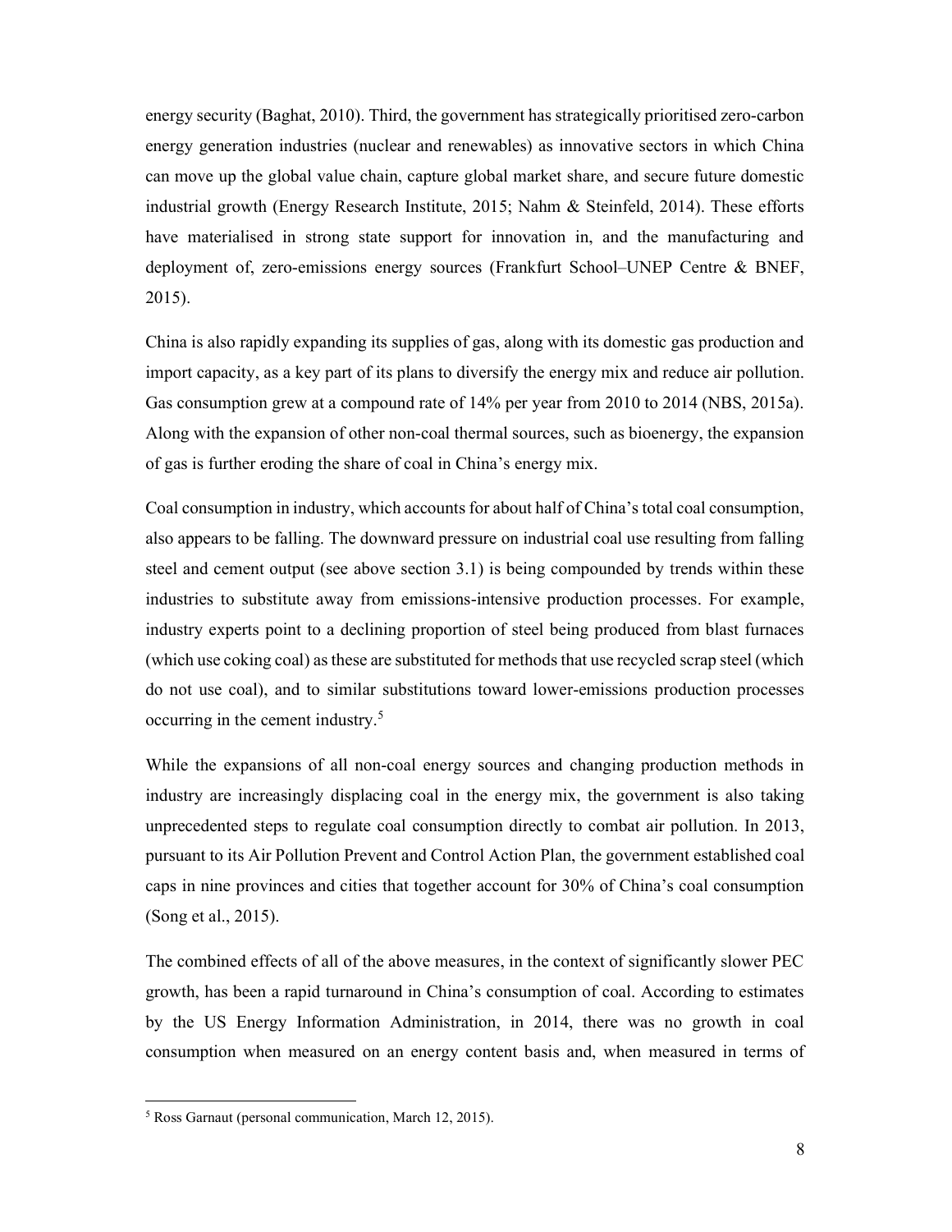energy security (Baghat, 2010). Third, the government has strategically prioritised zero-carbon energy generation industries (nuclear and renewables) as innovative sectors in which China can move up the global value chain, capture global market share, and secure future domestic industrial growth (Energy Research Institute, 2015; Nahm & Steinfeld, 2014). These efforts have materialised in strong state support for innovation in, and the manufacturing and deployment of, zero-emissions energy sources (Frankfurt School–UNEP Centre & BNEF, 2015).

China is also rapidly expanding its supplies of gas, along with its domestic gas production and import capacity, as a key part of its plans to diversify the energy mix and reduce air pollution. Gas consumption grew at a compound rate of 14% per year from 2010 to 2014 (NBS, 2015a). Along with the expansion of other non-coal thermal sources, such as bioenergy, the expansion of gas is further eroding the share of coal in China's energy mix.

Coal consumption in industry, which accounts for about half of China's total coal consumption, also appears to be falling. The downward pressure on industrial coal use resulting from falling steel and cement output (see above section 3.1) is being compounded by trends within these industries to substitute away from emissions-intensive production processes. For example, industry experts point to a declining proportion of steel being produced from blast furnaces (which use coking coal) as these are substituted for methods that use recycled scrap steel (which do not use coal), and to similar substitutions toward lower-emissions production processes occurring in the cement industry.[5]

While the expansions of all non-coal energy sources and changing production methods in industry are increasingly displacing coal in the energy mix, the government is also taking unprecedented steps to regulate coal consumption directly to combat air pollution. In 2013, pursuant to its Air Pollution Prevent and Control Action Plan, the government established coal caps in nine provinces and cities that together account for 30% of China's coal consumption (Song et al., 2015).

The combined effects of all of the above measures, in the context of significantly slower PEC growth, has been a rapid turnaround in China's consumption of coal. According to estimates by the US Energy Information Administration, in 2014, there was no growth in coal consumption when measured on an energy content basis and, when measured in terms of

[5] Ross Garnaut (personal communication, March 12, 2015).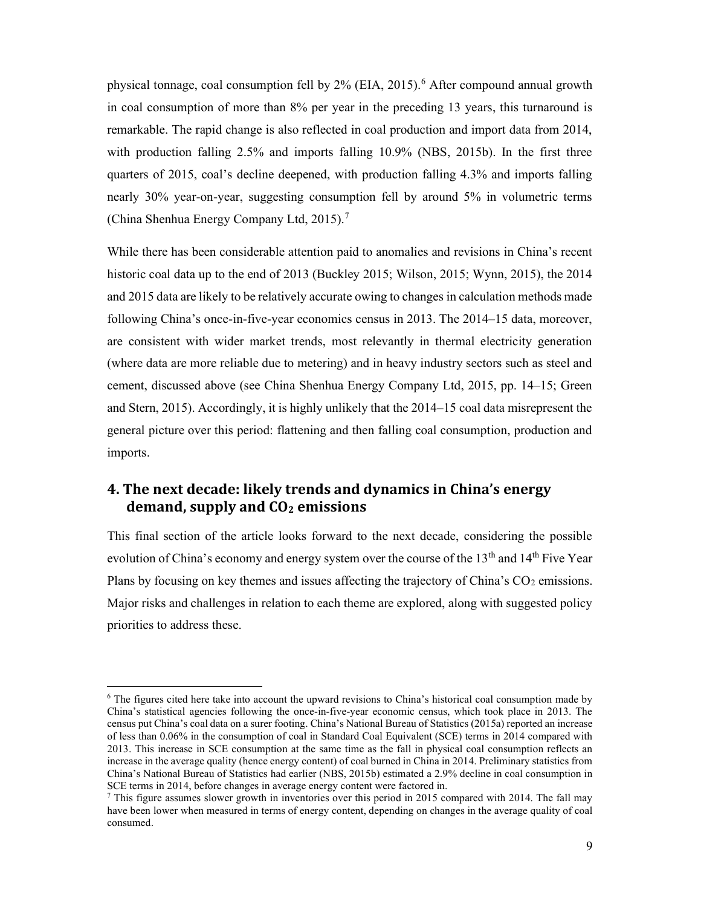physical tonnage, coal consumption fell by 2% (EIA, 2015).[6] After compound annual growth in coal consumption of more than 8% per year in the preceding 13 years, this turnaround is remarkable. The rapid change is also reflected in coal production and import data from 2014, with production falling 2.5% and imports falling 10.9% (NBS, 2015b). In the first three quarters of 2015, coal's decline deepened, with production falling 4.3% and imports falling nearly 30% year-on-year, suggesting consumption fell by around 5% in volumetric terms (China Shenhua Energy Company Ltd, 2015).[7]

While there has been considerable attention paid to anomalies and revisions in China's recent historic coal data up to the end of 2013 (Buckley 2015; Wilson, 2015; Wynn, 2015), the 2014 and 2015 data are likely to be relatively accurate owing to changes in calculation methods made following China's once-in-five-year economics census in 2013. The 2014–15 data, moreover, are consistent with wider market trends, most relevantly in thermal electricity generation (where data are more reliable due to metering) and in heavy industry sectors such as steel and cement, discussed above (see China Shenhua Energy Company Ltd, 2015, pp. 14–15; Green and Stern, 2015). Accordingly, it is highly unlikely that the 2014–15 coal data misrepresent the general picture over this period: flattening and then falling coal consumption, production and imports.

## 4. The next decade: likely trends and dynamics in China's energy demand, supply and $CO_2$ emissions

This final section of the article looks forward to the next decade, considering the possible evolution of China's economy and energy system over the course of the 13th and 14th Five Year Plans by focusing on key themes and issues affecting the trajectory of China's $CO_2$ emissions. Major risks and challenges in relation to each theme are explored, along with suggested policy priorities to address these.

---

[6] The figures cited here take into account the upward revisions to China's historical coal consumption made by China's statistical agencies following the once-in-five-year economic census, which took place in 2013. The census put China's coal data on a surer footing. China's National Bureau of Statistics (2015a) reported an increase of less than 0.06% in the consumption of coal in Standard Coal Equivalent (SCE) terms in 2014 compared with 2013. This increase in SCE consumption at the same time as the fall in physical coal consumption reflects an increase in the average quality (hence energy content) of coal burned in China in 2014. Preliminary statistics from China's National Bureau of Statistics had earlier (NBS, 2015b) estimated a 2.9% decline in coal consumption in SCE terms in 2014, before changes in average energy content were factored in.

[7] This figure assumes slower growth in inventories over this period in 2015 compared with 2014. The fall may have been lower when measured in terms of energy content, depending on changes in the average quality of coal consumed.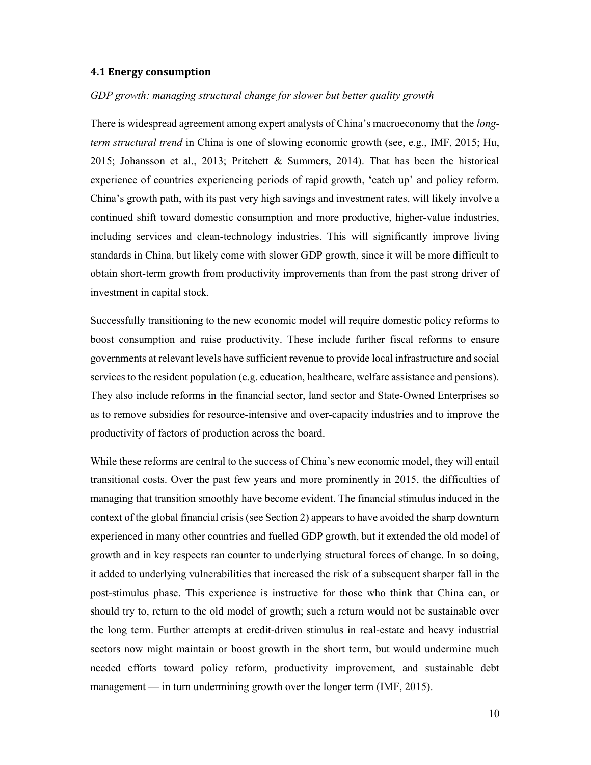### 4.1 Energy consumption

*GDP growth: managing structural change for slower but better quality growth*

There is widespread agreement among expert analysts of China's macroeconomy that the *long-term structural trend* in China is one of slowing economic growth (see, e.g., IMF, 2015; Hu, 2015; Johansson et al., 2013; Pritchett & Summers, 2014). That has been the historical experience of countries experiencing periods of rapid growth, 'catch up' and policy reform. China's growth path, with its past very high savings and investment rates, will likely involve a continued shift toward domestic consumption and more productive, higher-value industries, including services and clean-technology industries. This will significantly improve living standards in China, but likely come with slower GDP growth, since it will be more difficult to obtain short-term growth from productivity improvements than from the past strong driver of investment in capital stock.

Successfully transitioning to the new economic model will require domestic policy reforms to boost consumption and raise productivity. These include further fiscal reforms to ensure governments at relevant levels have sufficient revenue to provide local infrastructure and social services to the resident population (e.g. education, healthcare, welfare assistance and pensions). They also include reforms in the financial sector, land sector and State-Owned Enterprises so as to remove subsidies for resource-intensive and over-capacity industries and to improve the productivity of factors of production across the board.

While these reforms are central to the success of China's new economic model, they will entail transitional costs. Over the past few years and more prominently in 2015, the difficulties of managing that transition smoothly have become evident. The financial stimulus induced in the context of the global financial crisis (see Section 2) appears to have avoided the sharp downturn experienced in many other countries and fuelled GDP growth, but it extended the old model of growth and in key respects ran counter to underlying structural forces of change. In so doing, it added to underlying vulnerabilities that increased the risk of a subsequent sharper fall in the post-stimulus phase. This experience is instructive for those who think that China can, or should try to, return to the old model of growth; such a return would not be sustainable over the long term. Further attempts at credit-driven stimulus in real-estate and heavy industrial sectors now might maintain or boost growth in the short term, but would undermine much needed efforts toward policy reform, productivity improvement, and sustainable debt management — in turn undermining growth over the longer term (IMF, 2015).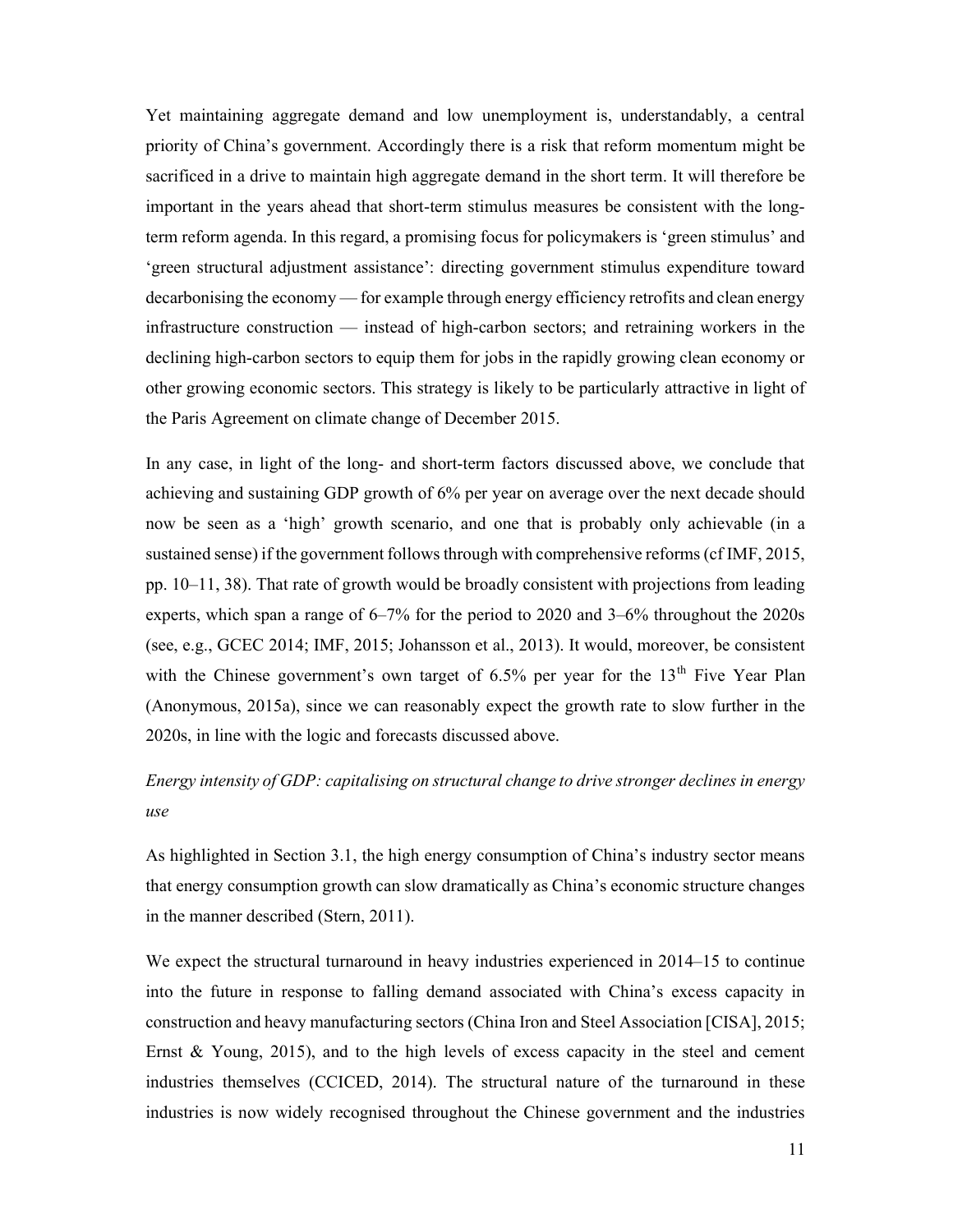Yet maintaining aggregate demand and low unemployment is, understandably, a central priority of China's government. Accordingly there is a risk that reform momentum might be sacrificed in a drive to maintain high aggregate demand in the short term. It will therefore be important in the years ahead that short-term stimulus measures be consistent with the long-term reform agenda. In this regard, a promising focus for policymakers is 'green stimulus' and 'green structural adjustment assistance': directing government stimulus expenditure toward decarbonising the economy — for example through energy efficiency retrofits and clean energy infrastructure construction — instead of high-carbon sectors; and retraining workers in the declining high-carbon sectors to equip them for jobs in the rapidly growing clean economy or other growing economic sectors. This strategy is likely to be particularly attractive in light of the Paris Agreement on climate change of December 2015.

In any case, in light of the long- and short-term factors discussed above, we conclude that achieving and sustaining GDP growth of 6% per year on average over the next decade should now be seen as a 'high' growth scenario, and one that is probably only achievable (in a sustained sense) if the government follows through with comprehensive reforms (cf IMF, 2015, pp. 10–11, 38). That rate of growth would be broadly consistent with projections from leading experts, which span a range of 6–7% for the period to 2020 and 3–6% throughout the 2020s (see, e.g., GCEC 2014; IMF, 2015; Johansson et al., 2013). It would, moreover, be consistent with the Chinese government's own target of 6.5% per year for the 13th Five Year Plan (Anonymous, 2015a), since we can reasonably expect the growth rate to slow further in the 2020s, in line with the logic and forecasts discussed above.

*Energy intensity of GDP: capitalising on structural change to drive stronger declines in energy use*

As highlighted in Section 3.1, the high energy consumption of China's industry sector means that energy consumption growth can slow dramatically as China's economic structure changes in the manner described (Stern, 2011).

We expect the structural turnaround in heavy industries experienced in 2014–15 to continue into the future in response to falling demand associated with China's excess capacity in construction and heavy manufacturing sectors (China Iron and Steel Association [CISA], 2015; Ernst & Young, 2015), and to the high levels of excess capacity in the steel and cement industries themselves (CCICED, 2014). The structural nature of the turnaround in these industries is now widely recognised throughout the Chinese government and the industries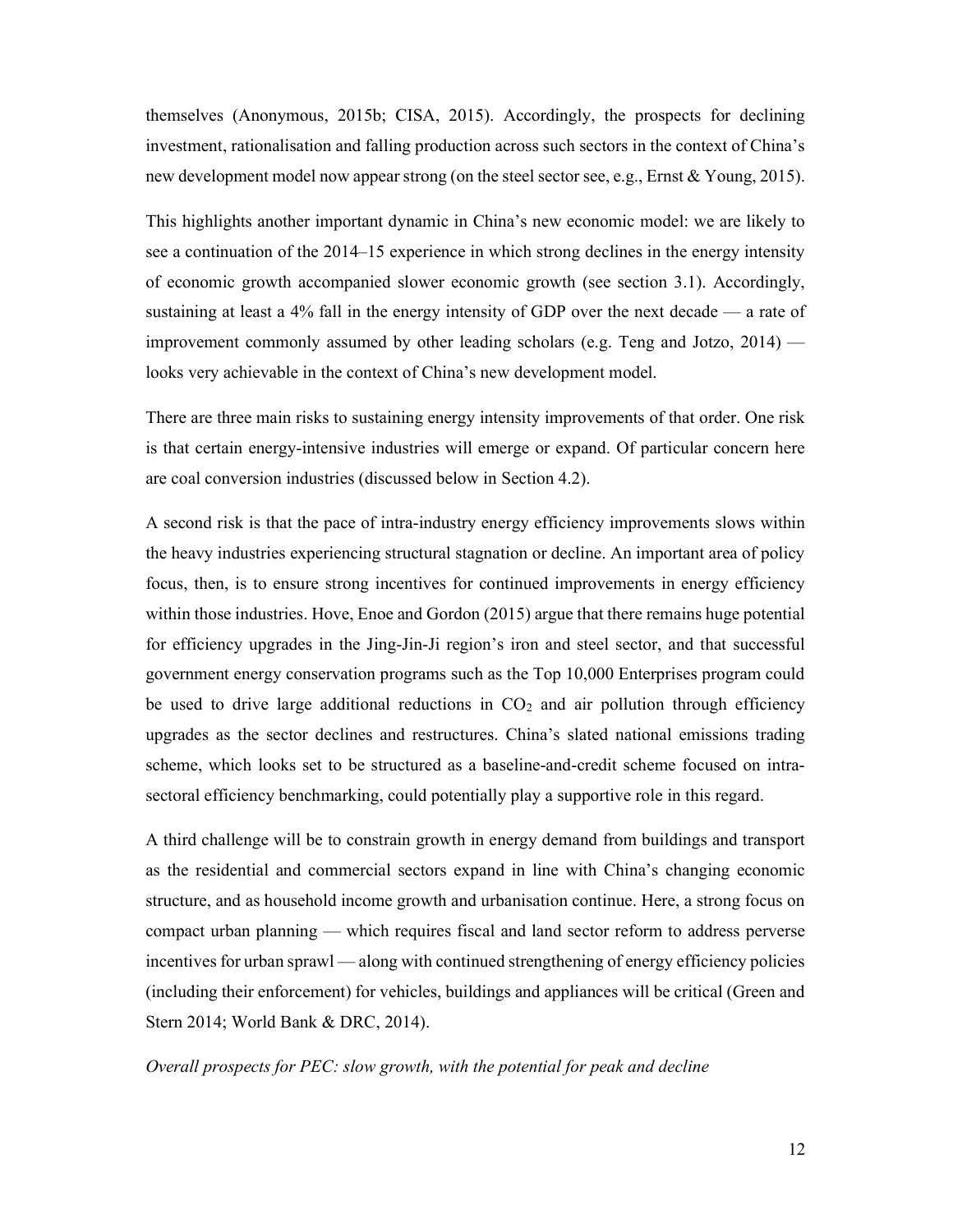themselves (Anonymous, 2015b; CISA, 2015). Accordingly, the prospects for declining investment, rationalisation and falling production across such sectors in the context of China's new development model now appear strong (on the steel sector see, e.g., Ernst & Young, 2015).

This highlights another important dynamic in China's new economic model: we are likely to see a continuation of the 2014–15 experience in which strong declines in the energy intensity of economic growth accompanied slower economic growth (see section 3.1). Accordingly, sustaining at least a 4% fall in the energy intensity of GDP over the next decade — a rate of improvement commonly assumed by other leading scholars (e.g. Teng and Jotzo, 2014) — looks very achievable in the context of China's new development model.

There are three main risks to sustaining energy intensity improvements of that order. One risk is that certain energy-intensive industries will emerge or expand. Of particular concern here are coal conversion industries (discussed below in Section 4.2).

A second risk is that the pace of intra-industry energy efficiency improvements slows within the heavy industries experiencing structural stagnation or decline. An important area of policy focus, then, is to ensure strong incentives for continued improvements in energy efficiency within those industries. Hove, Enoe and Gordon (2015) argue that there remains huge potential for efficiency upgrades in the Jing-Jin-Ji region's iron and steel sector, and that successful government energy conservation programs such as the Top 10,000 Enterprises program could be used to drive large additional reductions in $CO_2$ and air pollution through efficiency upgrades as the sector declines and restructures. China's slated national emissions trading scheme, which looks set to be structured as a baseline-and-credit scheme focused on intra-sectoral efficiency benchmarking, could potentially play a supportive role in this regard.

A third challenge will be to constrain growth in energy demand from buildings and transport as the residential and commercial sectors expand in line with China's changing economic structure, and as household income growth and urbanisation continue. Here, a strong focus on compact urban planning — which requires fiscal and land sector reform to address perverse incentives for urban sprawl — along with continued strengthening of energy efficiency policies (including their enforcement) for vehicles, buildings and appliances will be critical (Green and Stern 2014; World Bank & DRC, 2014).

*Overall prospects for PEC: slow growth, with the potential for peak and decline*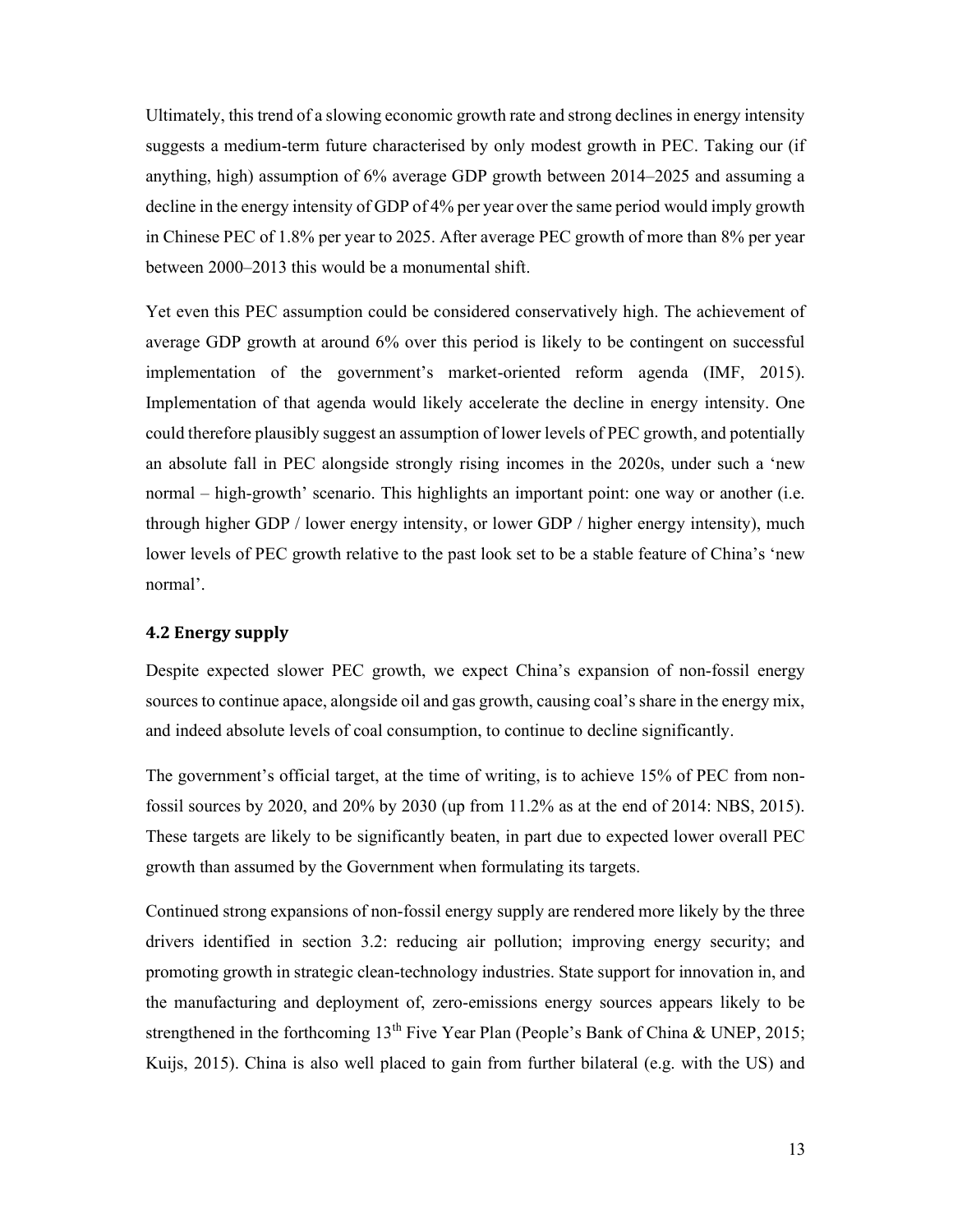Ultimately, this trend of a slowing economic growth rate and strong declines in energy intensity suggests a medium-term future characterised by only modest growth in PEC. Taking our (if anything, high) assumption of 6% average GDP growth between 2014–2025 and assuming a decline in the energy intensity of GDP of 4% per year over the same period would imply growth in Chinese PEC of 1.8% per year to 2025. After average PEC growth of more than 8% per year between 2000–2013 this would be a monumental shift.

Yet even this PEC assumption could be considered conservatively high. The achievement of average GDP growth at around 6% over this period is likely to be contingent on successful implementation of the government's market-oriented reform agenda (IMF, 2015). Implementation of that agenda would likely accelerate the decline in energy intensity. One could therefore plausibly suggest an assumption of lower levels of PEC growth, and potentially an absolute fall in PEC alongside strongly rising incomes in the 2020s, under such a 'new normal – high-growth' scenario. This highlights an important point: one way or another (i.e. through higher GDP / lower energy intensity, or lower GDP / higher energy intensity), much lower levels of PEC growth relative to the past look set to be a stable feature of China's 'new normal'.

### 4.2 Energy supply

Despite expected slower PEC growth, we expect China's expansion of non-fossil energy sources to continue apace, alongside oil and gas growth, causing coal's share in the energy mix, and indeed absolute levels of coal consumption, to continue to decline significantly.

The government's official target, at the time of writing, is to achieve 15% of PEC from non-fossil sources by 2020, and 20% by 2030 (up from 11.2% as at the end of 2014: NBS, 2015). These targets are likely to be significantly beaten, in part due to expected lower overall PEC growth than assumed by the Government when formulating its targets.

Continued strong expansions of non-fossil energy supply are rendered more likely by the three drivers identified in section 3.2: reducing air pollution; improving energy security; and promoting growth in strategic clean-technology industries. State support for innovation in, and the manufacturing and deployment of, zero-emissions energy sources appears likely to be strengthened in the forthcoming 13th Five Year Plan (People's Bank of China & UNEP, 2015; Kuijs, 2015). China is also well placed to gain from further bilateral (e.g. with the US) and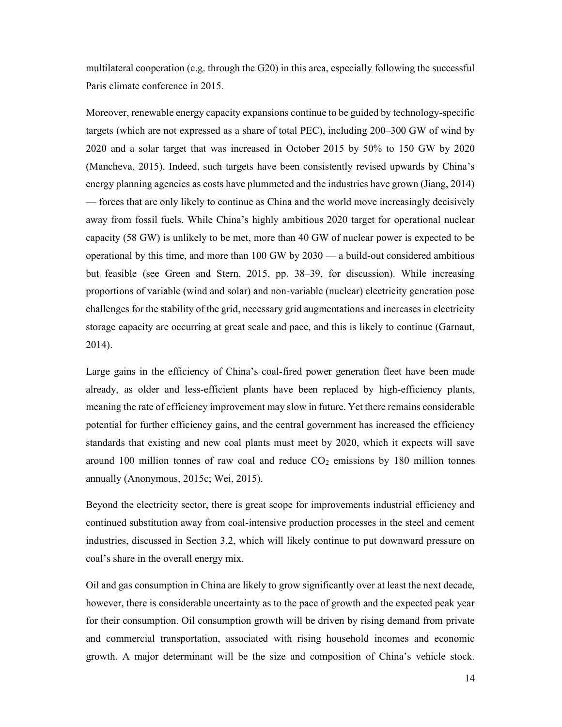multilateral cooperation (e.g. through the G20) in this area, especially following the successful Paris climate conference in 2015.

Moreover, renewable energy capacity expansions continue to be guided by technology-specific targets (which are not expressed as a share of total PEC), including 200–300 GW of wind by 2020 and a solar target that was increased in October 2015 by 50% to 150 GW by 2020 (Mancheva, 2015). Indeed, such targets have been consistently revised upwards by China's energy planning agencies as costs have plummeted and the industries have grown (Jiang, 2014) — forces that are only likely to continue as China and the world move increasingly decisively away from fossil fuels. While China's highly ambitious 2020 target for operational nuclear capacity (58 GW) is unlikely to be met, more than 40 GW of nuclear power is expected to be operational by this time, and more than 100 GW by 2030 — a build-out considered ambitious but feasible (see Green and Stern, 2015, pp. 38–39, for discussion). While increasing proportions of variable (wind and solar) and non-variable (nuclear) electricity generation pose challenges for the stability of the grid, necessary grid augmentations and increases in electricity storage capacity are occurring at great scale and pace, and this is likely to continue (Garnaut, 2014).

Large gains in the efficiency of China's coal-fired power generation fleet have been made already, as older and less-efficient plants have been replaced by high-efficiency plants, meaning the rate of efficiency improvement may slow in future. Yet there remains considerable potential for further efficiency gains, and the central government has increased the efficiency standards that existing and new coal plants must meet by 2020, which it expects will save around 100 million tonnes of raw coal and reduce $CO_2$ emissions by 180 million tonnes annually (Anonymous, 2015c; Wei, 2015).

Beyond the electricity sector, there is great scope for improvements industrial efficiency and continued substitution away from coal-intensive production processes in the steel and cement industries, discussed in Section 3.2, which will likely continue to put downward pressure on coal's share in the overall energy mix.

Oil and gas consumption in China are likely to grow significantly over at least the next decade, however, there is considerable uncertainty as to the pace of growth and the expected peak year for their consumption. Oil consumption growth will be driven by rising demand from private and commercial transportation, associated with rising household incomes and economic growth. A major determinant will be the size and composition of China's vehicle stock.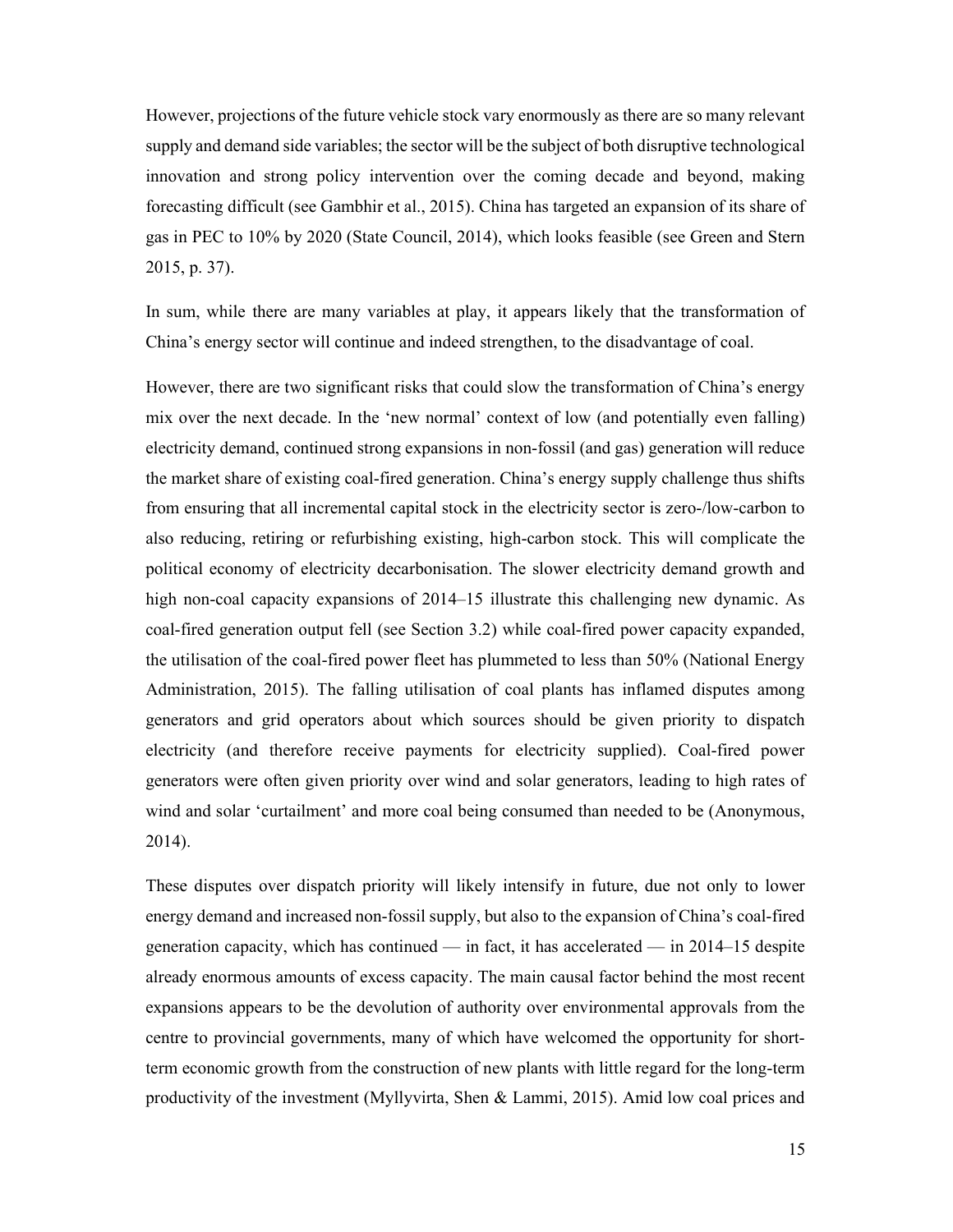However, projections of the future vehicle stock vary enormously as there are so many relevant supply and demand side variables; the sector will be the subject of both disruptive technological innovation and strong policy intervention over the coming decade and beyond, making forecasting difficult (see Gambhir et al., 2015). China has targeted an expansion of its share of gas in PEC to 10% by 2020 (State Council, 2014), which looks feasible (see Green and Stern 2015, p. 37).

In sum, while there are many variables at play, it appears likely that the transformation of China's energy sector will continue and indeed strengthen, to the disadvantage of coal.

However, there are two significant risks that could slow the transformation of China's energy mix over the next decade. In the 'new normal' context of low (and potentially even falling) electricity demand, continued strong expansions in non-fossil (and gas) generation will reduce the market share of existing coal-fired generation. China's energy supply challenge thus shifts from ensuring that all incremental capital stock in the electricity sector is zero-/low-carbon to also reducing, retiring or refurbishing existing, high-carbon stock. This will complicate the political economy of electricity decarbonisation. The slower electricity demand growth and high non-coal capacity expansions of 2014–15 illustrate this challenging new dynamic. As coal-fired generation output fell (see Section 3.2) while coal-fired power capacity expanded, the utilisation of the coal-fired power fleet has plummeted to less than 50% (National Energy Administration, 2015). The falling utilisation of coal plants has inflamed disputes among generators and grid operators about which sources should be given priority to dispatch electricity (and therefore receive payments for electricity supplied). Coal-fired power generators were often given priority over wind and solar generators, leading to high rates of wind and solar 'curtailment' and more coal being consumed than needed to be (Anonymous, 2014).

These disputes over dispatch priority will likely intensify in future, due not only to lower energy demand and increased non-fossil supply, but also to the expansion of China's coal-fired generation capacity, which has continued — in fact, it has accelerated — in 2014–15 despite already enormous amounts of excess capacity. The main causal factor behind the most recent expansions appears to be the devolution of authority over environmental approvals from the centre to provincial governments, many of which have welcomed the opportunity for short-term economic growth from the construction of new plants with little regard for the long-term productivity of the investment (Myllyvirta, Shen & Lammi, 2015). Amid low coal prices and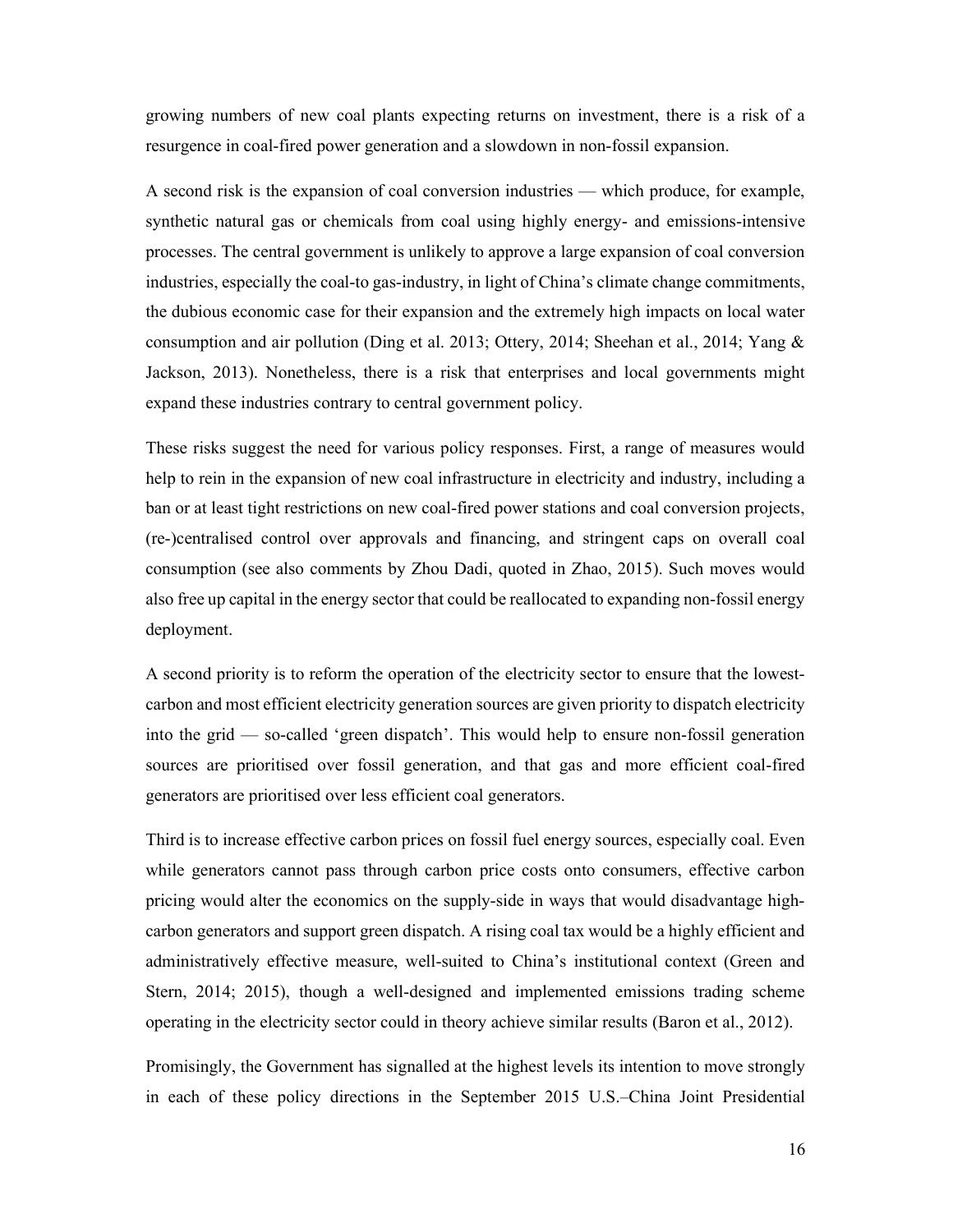growing numbers of new coal plants expecting returns on investment, there is a risk of a resurgence in coal-fired power generation and a slowdown in non-fossil expansion.

A second risk is the expansion of coal conversion industries — which produce, for example, synthetic natural gas or chemicals from coal using highly energy- and emissions-intensive processes. The central government is unlikely to approve a large expansion of coal conversion industries, especially the coal-to gas-industry, in light of China's climate change commitments, the dubious economic case for their expansion and the extremely high impacts on local water consumption and air pollution (Ding et al. 2013; Ottery, 2014; Sheehan et al., 2014; Yang & Jackson, 2013). Nonetheless, there is a risk that enterprises and local governments might expand these industries contrary to central government policy.

These risks suggest the need for various policy responses. First, a range of measures would help to rein in the expansion of new coal infrastructure in electricity and industry, including a ban or at least tight restrictions on new coal-fired power stations and coal conversion projects, (re-)centralised control over approvals and financing, and stringent caps on overall coal consumption (see also comments by Zhou Dadi, quoted in Zhao, 2015). Such moves would also free up capital in the energy sector that could be reallocated to expanding non-fossil energy deployment.

A second priority is to reform the operation of the electricity sector to ensure that the lowest-carbon and most efficient electricity generation sources are given priority to dispatch electricity into the grid — so-called 'green dispatch'. This would help to ensure non-fossil generation sources are prioritised over fossil generation, and that gas and more efficient coal-fired generators are prioritised over less efficient coal generators.

Third is to increase effective carbon prices on fossil fuel energy sources, especially coal. Even while generators cannot pass through carbon price costs onto consumers, effective carbon pricing would alter the economics on the supply-side in ways that would disadvantage high-carbon generators and support green dispatch. A rising coal tax would be a highly efficient and administratively effective measure, well-suited to China's institutional context (Green and Stern, 2014; 2015), though a well-designed and implemented emissions trading scheme operating in the electricity sector could in theory achieve similar results (Baron et al., 2012).

Promisingly, the Government has signalled at the highest levels its intention to move strongly in each of these policy directions in the September 2015 U.S.–China Joint Presidential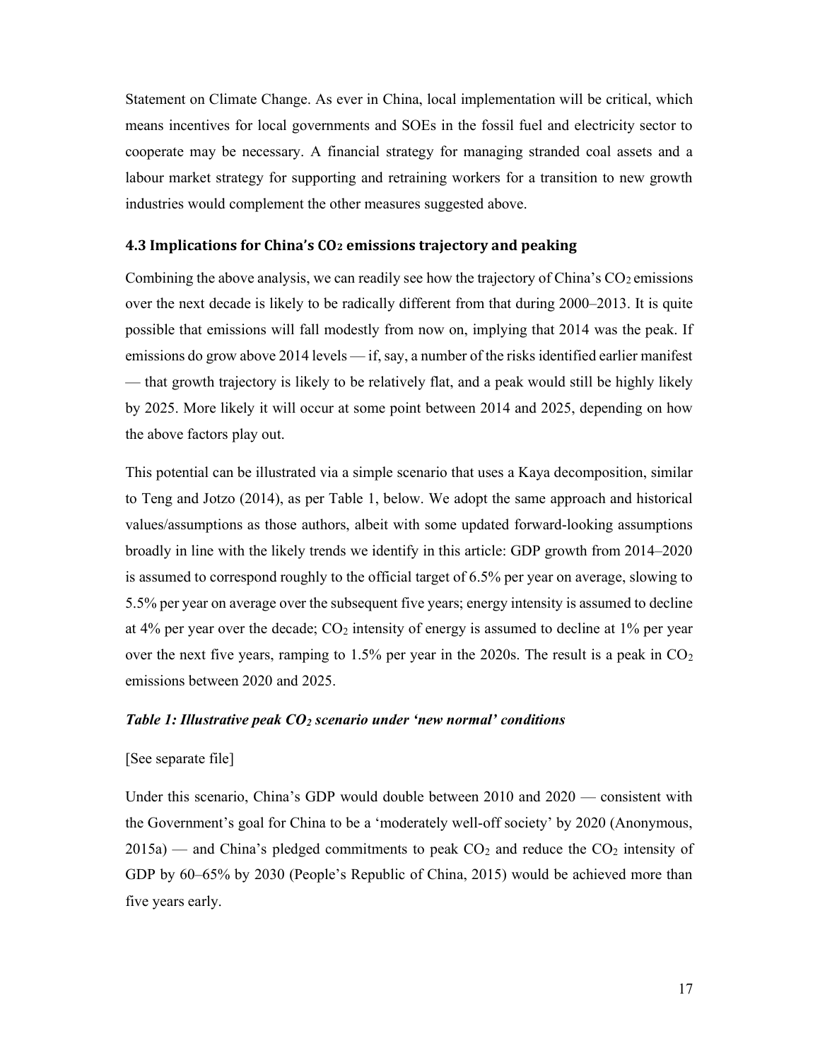Statement on Climate Change. As ever in China, local implementation will be critical, which means incentives for local governments and SOEs in the fossil fuel and electricity sector to cooperate may be necessary. A financial strategy for managing stranded coal assets and a labour market strategy for supporting and retraining workers for a transition to new growth industries would complement the other measures suggested above.

### 4.3 Implications for China's $CO_2$ emissions trajectory and peaking

Combining the above analysis, we can readily see how the trajectory of China's $CO_2$ emissions over the next decade is likely to be radically different from that during 2000–2013. It is quite possible that emissions will fall modestly from now on, implying that 2014 was the peak. If emissions do grow above 2014 levels — if, say, a number of the risks identified earlier manifest — that growth trajectory is likely to be relatively flat, and a peak would still be highly likely by 2025. More likely it will occur at some point between 2014 and 2025, depending on how the above factors play out.

This potential can be illustrated via a simple scenario that uses a Kaya decomposition, similar to Teng and Jotzo (2014), as per Table 1, below. We adopt the same approach and historical values/assumptions as those authors, albeit with some updated forward-looking assumptions broadly in line with the likely trends we identify in this article: GDP growth from 2014–2020 is assumed to correspond roughly to the official target of 6.5% per year on average, slowing to 5.5% per year on average over the subsequent five years; energy intensity is assumed to decline at 4% per year over the decade; $CO_2$ intensity of energy is assumed to decline at 1% per year over the next five years, ramping to 1.5% per year in the 2020s. The result is a peak in $CO_2$ emissions between 2020 and 2025.

***Table 1: Illustrative peak $CO_2$ scenario under 'new normal' conditions***

[See separate file]

Under this scenario, China's GDP would double between 2010 and 2020 — consistent with the Government's goal for China to be a 'moderately well-off society' by 2020 (Anonymous, 2015a) — and China's pledged commitments to peak $CO_2$ and reduce the $CO_2$ intensity of GDP by 60–65% by 2030 (People's Republic of China, 2015) would be achieved more than five years early.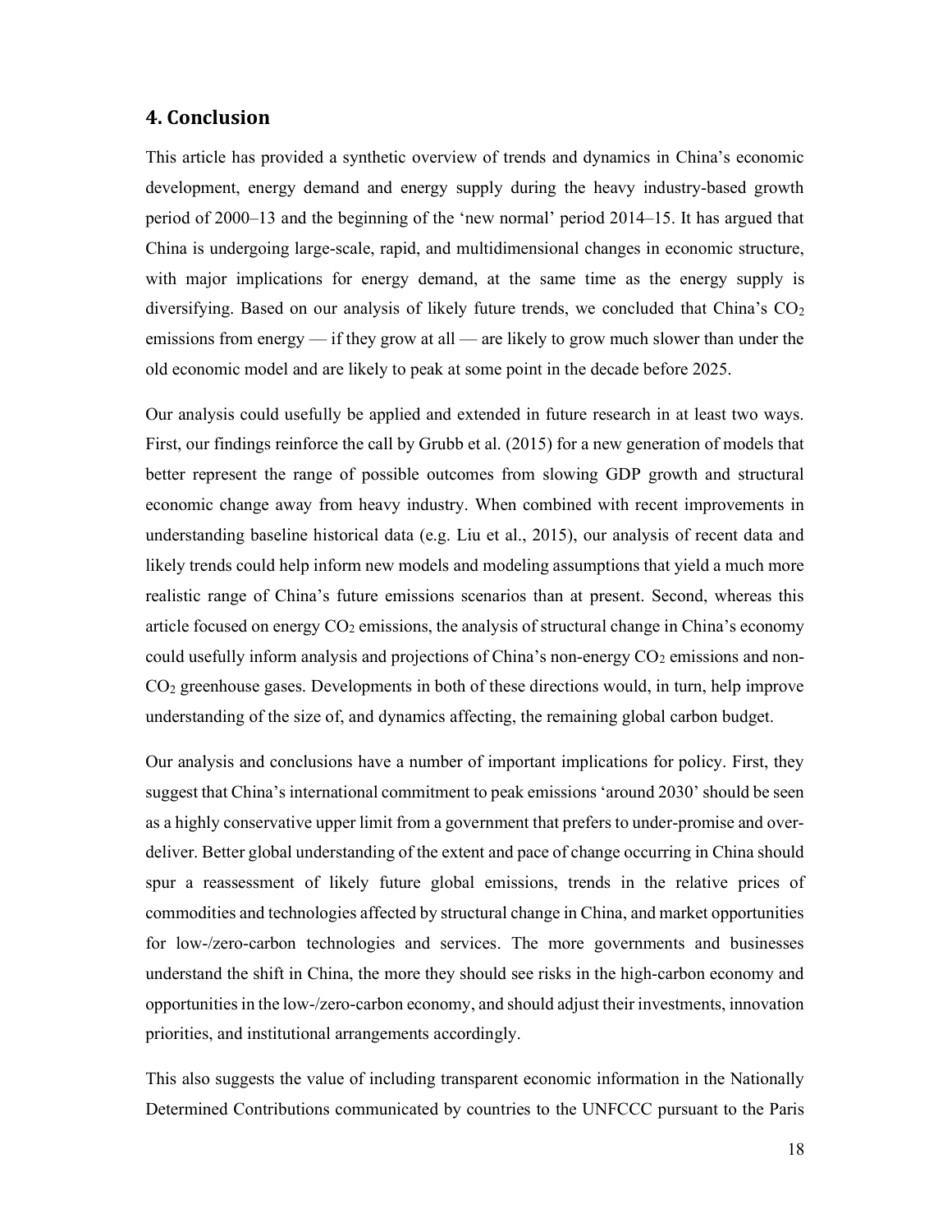## 4. Conclusion

This article has provided a synthetic overview of trends and dynamics in China's economic development, energy demand and energy supply during the heavy industry-based growth period of 2000–13 and the beginning of the 'new normal' period 2014–15. It has argued that China is undergoing large-scale, rapid, and multidimensional changes in economic structure, with major implications for energy demand, at the same time as the energy supply is diversifying. Based on our analysis of likely future trends, we concluded that China's $CO_2$ emissions from energy — if they grow at all — are likely to grow much slower than under the old economic model and are likely to peak at some point in the decade before 2025.

Our analysis could usefully be applied and extended in future research in at least two ways. First, our findings reinforce the call by Grubb et al. (2015) for a new generation of models that better represent the range of possible outcomes from slowing GDP growth and structural economic change away from heavy industry. When combined with recent improvements in understanding baseline historical data (e.g. Liu et al., 2015), our analysis of recent data and likely trends could help inform new models and modeling assumptions that yield a much more realistic range of China's future emissions scenarios than at present. Second, whereas this article focused on energy $CO_2$ emissions, the analysis of structural change in China's economy could usefully inform analysis and projections of China's non-energy $CO_2$ emissions and non-$CO_2$ greenhouse gases. Developments in both of these directions would, in turn, help improve understanding of the size of, and dynamics affecting, the remaining global carbon budget.

Our analysis and conclusions have a number of important implications for policy. First, they suggest that China's international commitment to peak emissions 'around 2030' should be seen as a highly conservative upper limit from a government that prefers to under-promise and over-deliver. Better global understanding of the extent and pace of change occurring in China should spur a reassessment of likely future global emissions, trends in the relative prices of commodities and technologies affected by structural change in China, and market opportunities for low-/zero-carbon technologies and services. The more governments and businesses understand the shift in China, the more they should see risks in the high-carbon economy and opportunities in the low-/zero-carbon economy, and should adjust their investments, innovation priorities, and institutional arrangements accordingly.

This also suggests the value of including transparent economic information in the Nationally Determined Contributions communicated by countries to the UNFCCC pursuant to the Paris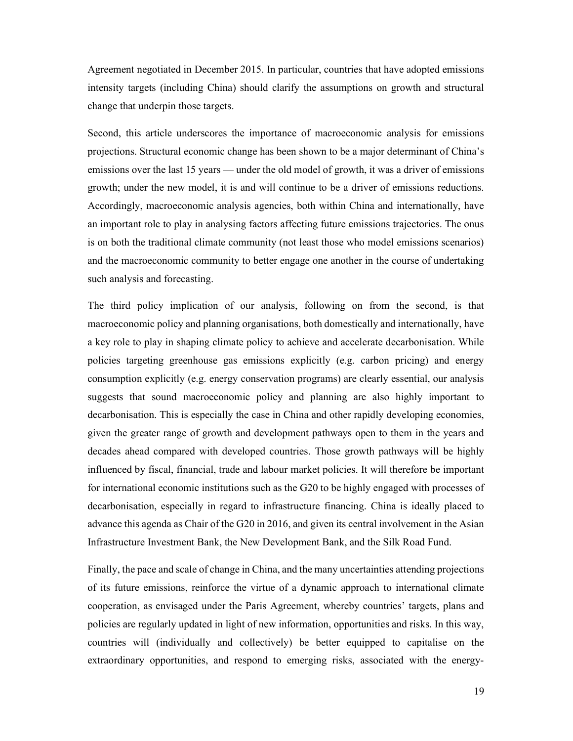Agreement negotiated in December 2015. In particular, countries that have adopted emissions intensity targets (including China) should clarify the assumptions on growth and structural change that underpin those targets.

Second, this article underscores the importance of macroeconomic analysis for emissions projections. Structural economic change has been shown to be a major determinant of China's emissions over the last 15 years — under the old model of growth, it was a driver of emissions growth; under the new model, it is and will continue to be a driver of emissions reductions. Accordingly, macroeconomic analysis agencies, both within China and internationally, have an important role to play in analysing factors affecting future emissions trajectories. The onus is on both the traditional climate community (not least those who model emissions scenarios) and the macroeconomic community to better engage one another in the course of undertaking such analysis and forecasting.

The third policy implication of our analysis, following on from the second, is that macroeconomic policy and planning organisations, both domestically and internationally, have a key role to play in shaping climate policy to achieve and accelerate decarbonisation. While policies targeting greenhouse gas emissions explicitly (e.g. carbon pricing) and energy consumption explicitly (e.g. energy conservation programs) are clearly essential, our analysis suggests that sound macroeconomic policy and planning are also highly important to decarbonisation. This is especially the case in China and other rapidly developing economies, given the greater range of growth and development pathways open to them in the years and decades ahead compared with developed countries. Those growth pathways will be highly influenced by fiscal, financial, trade and labour market policies. It will therefore be important for international economic institutions such as the G20 to be highly engaged with processes of decarbonisation, especially in regard to infrastructure financing. China is ideally placed to advance this agenda as Chair of the G20 in 2016, and given its central involvement in the Asian Infrastructure Investment Bank, the New Development Bank, and the Silk Road Fund.

Finally, the pace and scale of change in China, and the many uncertainties attending projections of its future emissions, reinforce the virtue of a dynamic approach to international climate cooperation, as envisaged under the Paris Agreement, whereby countries' targets, plans and policies are regularly updated in light of new information, opportunities and risks. In this way, countries will (individually and collectively) be better equipped to capitalise on the extraordinary opportunities, and respond to emerging risks, associated with the energy-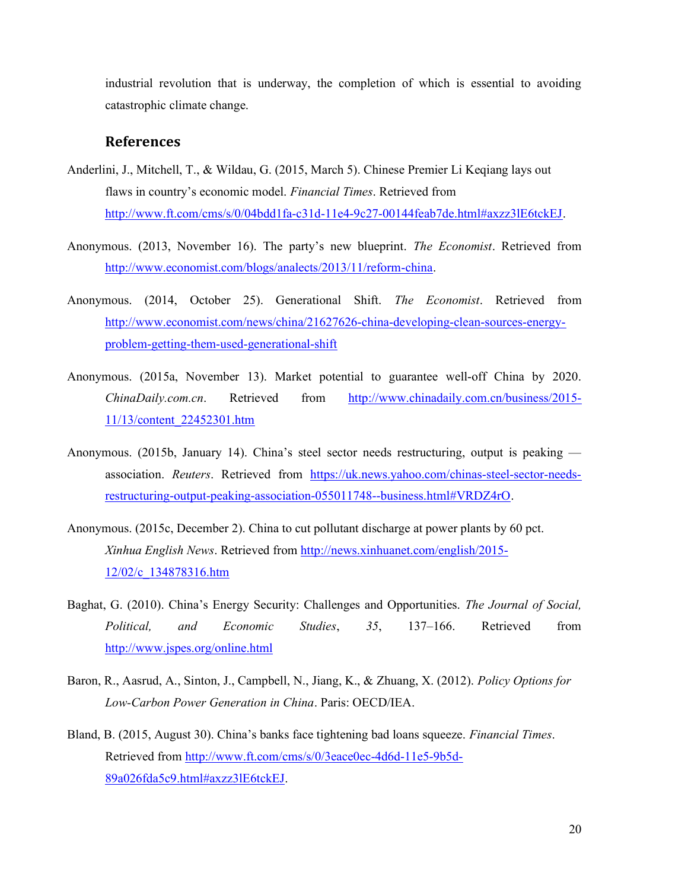industrial revolution that is underway, the completion of which is essential to avoiding catastrophic climate change.

## References

Anderlini, J., Mitchell, T., & Wildau, G. (2015, March 5). Chinese Premier Li Keqiang lays out flaws in country's economic model. *Financial Times*. Retrieved from http://www.ft.com/cms/s/0/04bdd1fa-c31d-11e4-9c27-00144feab7de.html#axzz3lE6tckEJ.

Anonymous. (2013, November 16). The party's new blueprint. *The Economist*. Retrieved from http://www.economist.com/blogs/analects/2013/11/reform-china.

Anonymous. (2014, October 25). Generational Shift. *The Economist*. Retrieved from http://www.economist.com/news/china/21627626-china-developing-clean-sources-energy-problem-getting-them-used-generational-shift

Anonymous. (2015a, November 13). Market potential to guarantee well-off China by 2020. *ChinaDaily.com.cn*. Retrieved from http://www.chinadaily.com.cn/business/2015-11/13/content_22452301.htm

Anonymous. (2015b, January 14). China's steel sector needs restructuring, output is peaking — association. *Reuters*. Retrieved from https://uk.news.yahoo.com/chinas-steel-sector-needs-restructuring-output-peaking-association-055011748--business.html#VRDZ4rO.

Anonymous. (2015c, December 2). China to cut pollutant discharge at power plants by 60 pct. *Xinhua English News*. Retrieved from http://news.xinhuanet.com/english/2015-12/02/c_134878316.htm

Baghat, G. (2010). China's Energy Security: Challenges and Opportunities. *The Journal of Social, Political, and Economic Studies*, *35*, 137–166. Retrieved from http://www.jspes.org/online.html

Baron, R., Aasrud, A., Sinton, J., Campbell, N., Jiang, K., & Zhuang, X. (2012). *Policy Options for Low-Carbon Power Generation in China*. Paris: OECD/IEA.

Bland, B. (2015, August 30). China's banks face tightening bad loans squeeze. *Financial Times*. Retrieved from http://www.ft.com/cms/s/0/3eace0ec-4d6d-11e5-9b5d-89a026fda5c9.html#axzz3lE6tckEJ.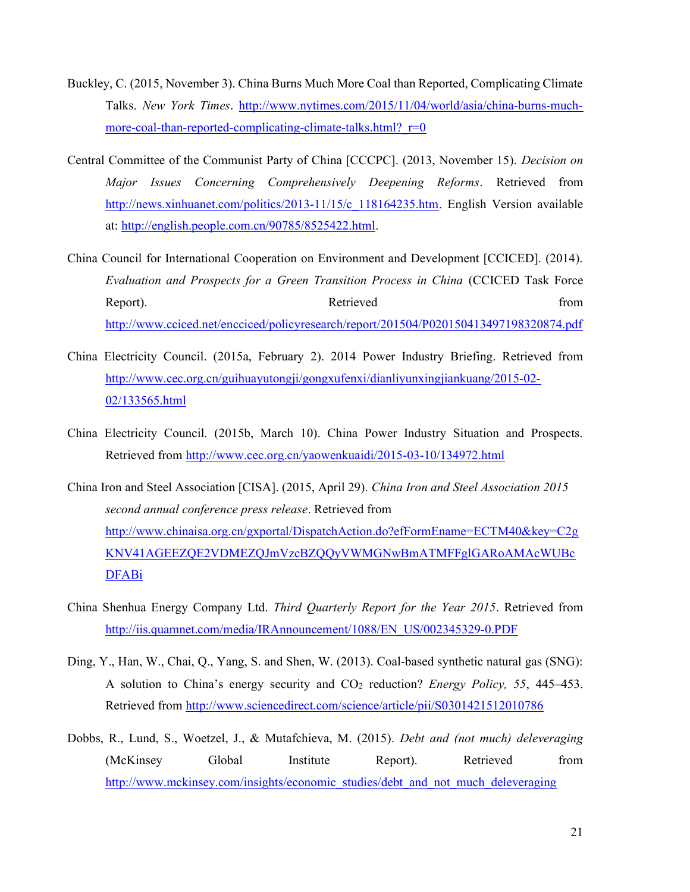Buckley, C. (2015, November 3). China Burns Much More Coal than Reported, Complicating Climate Talks. *New York Times*. http://www.nytimes.com/2015/11/04/world/asia/china-burns-much-more-coal-than-reported-complicating-climate-talks.html?_r=0

Central Committee of the Communist Party of China [CCCPC]. (2013, November 15). *Decision on Major Issues Concerning Comprehensively Deepening Reforms*. Retrieved from http://news.xinhuanet.com/politics/2013-11/15/c_118164235.htm. English Version available at: http://english.people.com.cn/90785/8525422.html.

China Council for International Cooperation on Environment and Development [CCICED]. (2014). *Evaluation and Prospects for a Green Transition Process in China* (CCICED Task Force Report). Retrieved from http://www.cciced.net/encciced/policyresearch/report/201504/P020150413497198320874.pdf

China Electricity Council. (2015a, February 2). 2014 Power Industry Briefing. Retrieved from http://www.cec.org.cn/guihuayutongji/gongxufenxi/dianliyunxingjiankuang/2015-02-02/133565.html

China Electricity Council. (2015b, March 10). China Power Industry Situation and Prospects. Retrieved from http://www.cec.org.cn/yaowenkuaidi/2015-03-10/134972.html

China Iron and Steel Association [CISA]. (2015, April 29). *China Iron and Steel Association 2015 second annual conference press release*. Retrieved from http://www.chinaisa.org.cn/gxportal/DispatchAction.do?efFormEname=ECTM40&key=C2gKNV41AGEEZQE2VDMEZQJmVzcBZQQyVWMGNwBmATMFFglGARoAMAcWUBcDFABi

China Shenhua Energy Company Ltd. *Third Quarterly Report for the Year 2015*. Retrieved from http://iis.quamnet.com/media/IRAnnouncement/1088/EN_US/002345329-0.PDF

Ding, Y., Han, W., Chai, Q., Yang, S. and Shen, W. (2013). Coal-based synthetic natural gas (SNG): A solution to China's energy security and $CO_2$ reduction? *Energy Policy, 55*, 445–453. Retrieved from http://www.sciencedirect.com/science/article/pii/S0301421512010786

Dobbs, R., Lund, S., Woetzel, J., & Mutafchieva, M. (2015). *Debt and (not much) deleveraging* (McKinsey Global Institute Report). Retrieved from http://www.mckinsey.com/insights/economic_studies/debt_and_not_much_deleveraging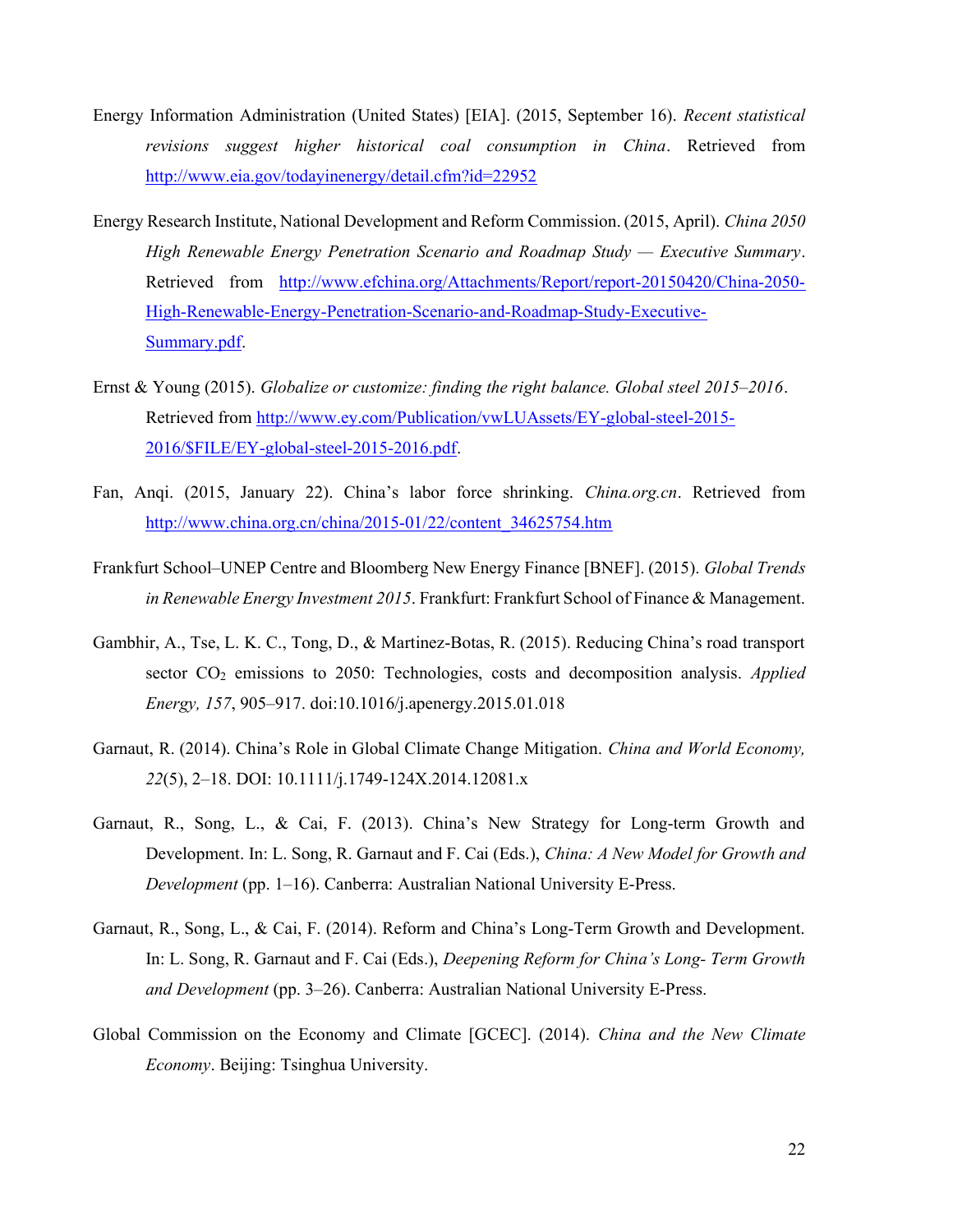Energy Information Administration (United States) [EIA]. (2015, September 16). *Recent statistical revisions suggest higher historical coal consumption in China*. Retrieved from http://www.eia.gov/todayinenergy/detail.cfm?id=22952

Energy Research Institute, National Development and Reform Commission. (2015, April). *China 2050 High Renewable Energy Penetration Scenario and Roadmap Study — Executive Summary*. Retrieved from http://www.efchina.org/Attachments/Report/report-20150420/China-2050-High-Renewable-Energy-Penetration-Scenario-and-Roadmap-Study-Executive-Summary.pdf.

Ernst & Young (2015). *Globalize or customize: finding the right balance. Global steel 2015–2016*. Retrieved from http://www.ey.com/Publication/vwLUAssets/EY-global-steel-2015-2016/$FILE/EY-global-steel-2015-2016.pdf.

Fan, Anqi. (2015, January 22). China's labor force shrinking. *China.org.cn*. Retrieved from http://www.china.org.cn/china/2015-01/22/content_34625754.htm

Frankfurt School–UNEP Centre and Bloomberg New Energy Finance [BNEF]. (2015). *Global Trends in Renewable Energy Investment 2015*. Frankfurt: Frankfurt School of Finance & Management.

Gambhir, A., Tse, L. K. C., Tong, D., & Martinez-Botas, R. (2015). Reducing China's road transport sector $CO_2$ emissions to 2050: Technologies, costs and decomposition analysis. *Applied Energy, 157*, 905–917. doi:10.1016/j.apenergy.2015.01.018

Garnaut, R. (2014). China's Role in Global Climate Change Mitigation. *China and World Economy, 22*(5), 2–18. DOI: 10.1111/j.1749-124X.2014.12081.x

Garnaut, R., Song, L., & Cai, F. (2013). China's New Strategy for Long-term Growth and Development. In: L. Song, R. Garnaut and F. Cai (Eds.), *China: A New Model for Growth and Development* (pp. 1–16). Canberra: Australian National University E-Press.

Garnaut, R., Song, L., & Cai, F. (2014). Reform and China's Long-Term Growth and Development. In: L. Song, R. Garnaut and F. Cai (Eds.), *Deepening Reform for China's Long- Term Growth and Development* (pp. 3–26). Canberra: Australian National University E-Press.

Global Commission on the Economy and Climate [GCEC]. (2014). *China and the New Climate Economy*. Beijing: Tsinghua University.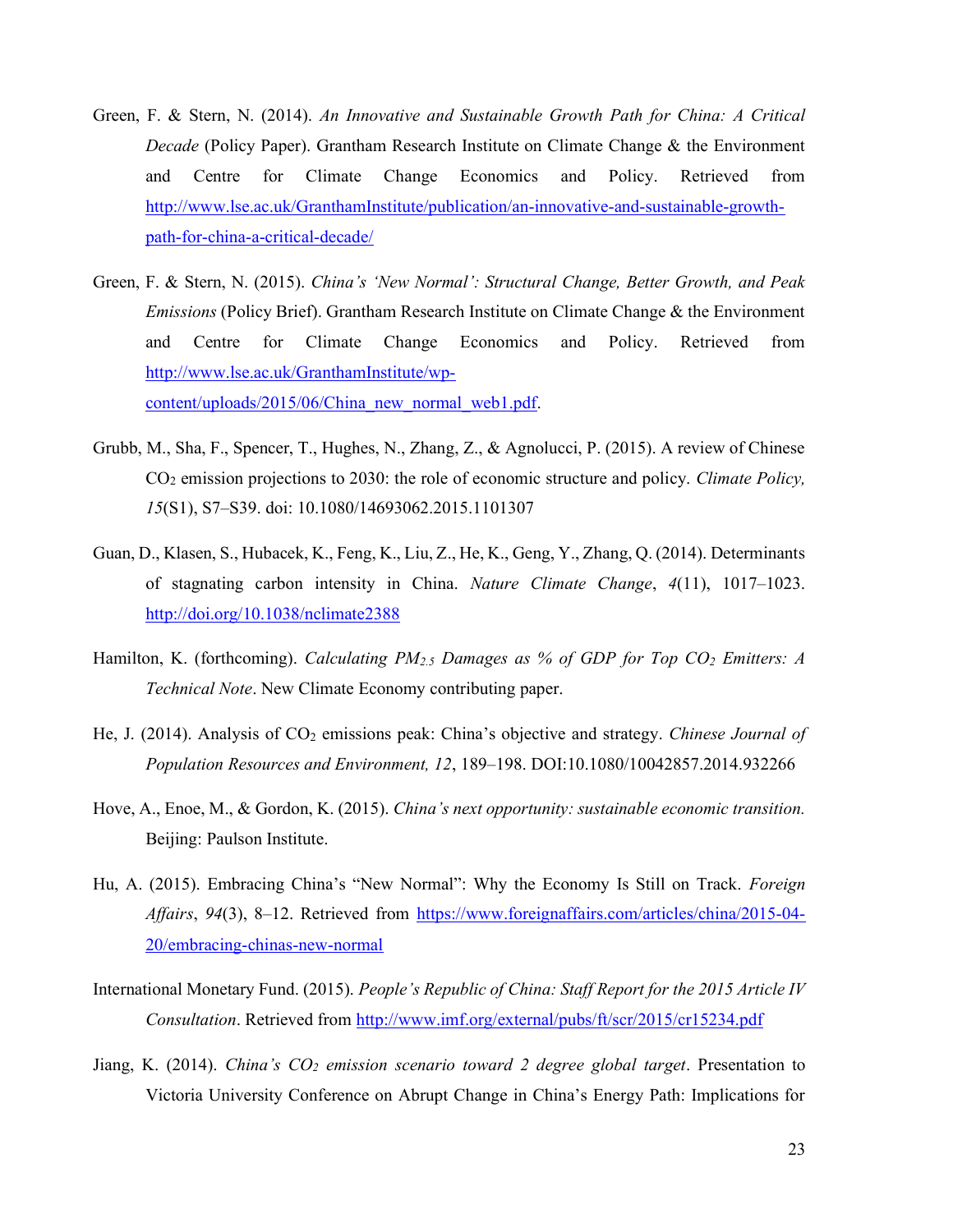Green, F. & Stern, N. (2014). *An Innovative and Sustainable Growth Path for China: A Critical Decade* (Policy Paper). Grantham Research Institute on Climate Change & the Environment and Centre for Climate Change Economics and Policy. Retrieved from http://www.lse.ac.uk/GranthamInstitute/publication/an-innovative-and-sustainable-growth-path-for-china-a-critical-decade/

Green, F. & Stern, N. (2015). *China's 'New Normal': Structural Change, Better Growth, and Peak Emissions* (Policy Brief). Grantham Research Institute on Climate Change & the Environment and Centre for Climate Change Economics and Policy. Retrieved from http://www.lse.ac.uk/GranthamInstitute/wp-content/uploads/2015/06/China_new_normal_web1.pdf.

Grubb, M., Sha, F., Spencer, T., Hughes, N., Zhang, Z., & Agnolucci, P. (2015). A review of Chinese $CO_2$ emission projections to 2030: the role of economic structure and policy. *Climate Policy, 15*(S1), S7–S39. doi: 10.1080/14693062.2015.1101307

Guan, D., Klasen, S., Hubacek, K., Feng, K., Liu, Z., He, K., Geng, Y., Zhang, Q. (2014). Determinants of stagnating carbon intensity in China. *Nature Climate Change*, *4*(11), 1017–1023. http://doi.org/10.1038/nclimate2388

Hamilton, K. (forthcoming). *Calculating $PM_{2.5}$ Damages as % of GDP for Top $CO_2$ Emitters: A Technical Note*. New Climate Economy contributing paper.

He, J. (2014). Analysis of $CO_2$ emissions peak: China's objective and strategy. *Chinese Journal of Population Resources and Environment, 12*, 189–198. DOI:10.1080/10042857.2014.932266

Hove, A., Enoe, M., & Gordon, K. (2015). *China's next opportunity: sustainable economic transition.* Beijing: Paulson Institute.

Hu, A. (2015). Embracing China's "New Normal": Why the Economy Is Still on Track. *Foreign Affairs*, *94*(3), 8–12. Retrieved from https://www.foreignaffairs.com/articles/china/2015-04-20/embracing-chinas-new-normal

International Monetary Fund. (2015). *People's Republic of China: Staff Report for the 2015 Article IV Consultation*. Retrieved from http://www.imf.org/external/pubs/ft/scr/2015/cr15234.pdf

Jiang, K. (2014). *China's $CO_2$ emission scenario toward 2 degree global target*. Presentation to Victoria University Conference on Abrupt Change in China's Energy Path: Implications for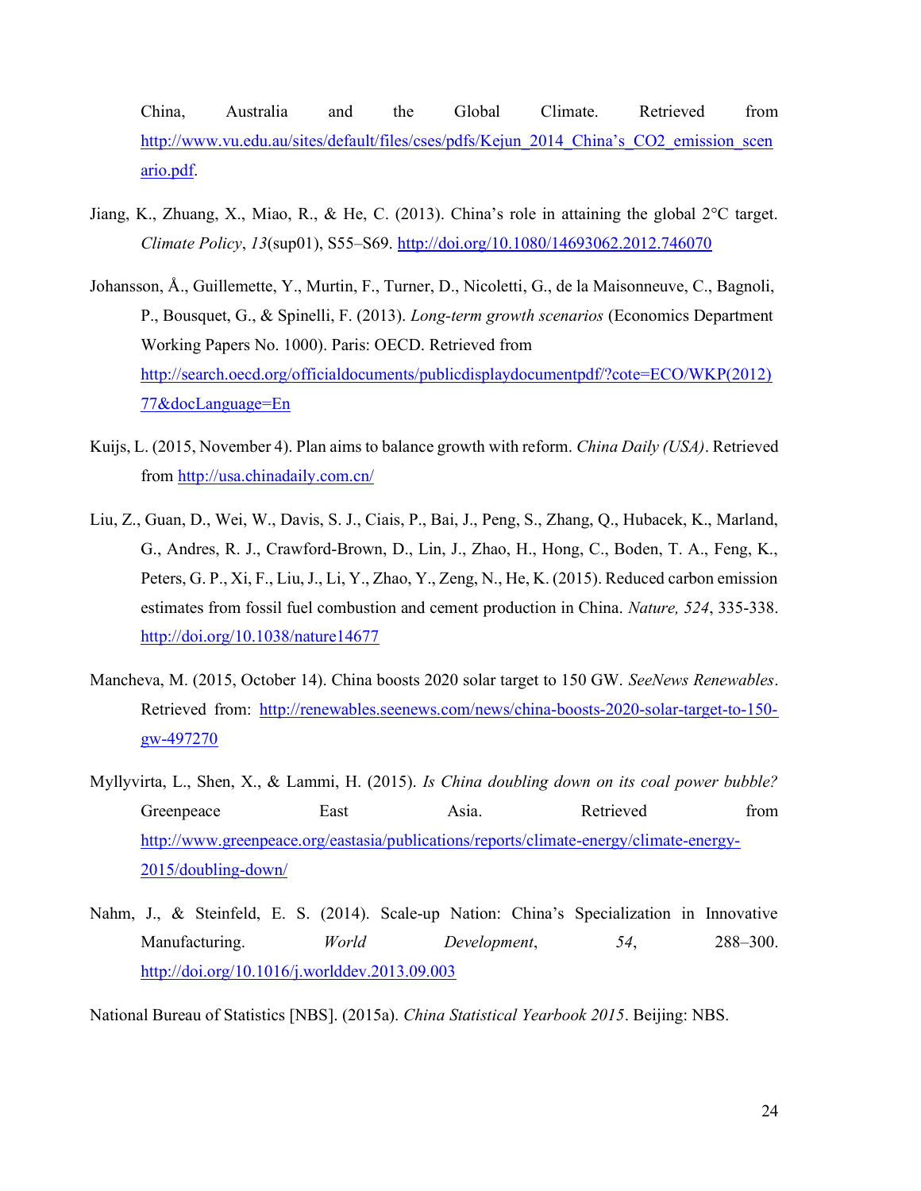China, Australia and the Global Climate. Retrieved from http://www.vu.edu.au/sites/default/files/cses/pdfs/Kejun_2014_China's_CO2_emission_scenario.pdf.

Jiang, K., Zhuang, X., Miao, R., & He, C. (2013). China's role in attaining the global 2°C target. *Climate Policy*, *13*(sup01), S55–S69. http://doi.org/10.1080/14693062.2012.746070

Johansson, Å., Guillemette, Y., Murtin, F., Turner, D., Nicoletti, G., de la Maisonneuve, C., Bagnoli, P., Bousquet, G., & Spinelli, F. (2013). *Long-term growth scenarios* (Economics Department Working Papers No. 1000). Paris: OECD. Retrieved from http://search.oecd.org/officialdocuments/publicdisplaydocumentpdf/?cote=ECO/WKP(2012)77&docLanguage=En

Kuijs, L. (2015, November 4). Plan aims to balance growth with reform. *China Daily (USA)*. Retrieved from http://usa.chinadaily.com.cn/

Liu, Z., Guan, D., Wei, W., Davis, S. J., Ciais, P., Bai, J., Peng, S., Zhang, Q., Hubacek, K., Marland, G., Andres, R. J., Crawford-Brown, D., Lin, J., Zhao, H., Hong, C., Boden, T. A., Feng, K., Peters, G. P., Xi, F., Liu, J., Li, Y., Zhao, Y., Zeng, N., He, K. (2015). Reduced carbon emission estimates from fossil fuel combustion and cement production in China. *Nature, 524*, 335-338. http://doi.org/10.1038/nature14677

Mancheva, M. (2015, October 14). China boosts 2020 solar target to 150 GW. *SeeNews Renewables*. Retrieved from: http://renewables.seenews.com/news/china-boosts-2020-solar-target-to-150-gw-497270

Myllyvirta, L., Shen, X., & Lammi, H. (2015). *Is China doubling down on its coal power bubble?* Greenpeace East Asia. Retrieved from http://www.greenpeace.org/eastasia/publications/reports/climate-energy/climate-energy-2015/doubling-down/

Nahm, J., & Steinfeld, E. S. (2014). Scale-up Nation: China's Specialization in Innovative Manufacturing. *World Development*, *54*, 288–300. http://doi.org/10.1016/j.worlddev.2013.09.003

National Bureau of Statistics [NBS]. (2015a). *China Statistical Yearbook 2015*. Beijing: NBS.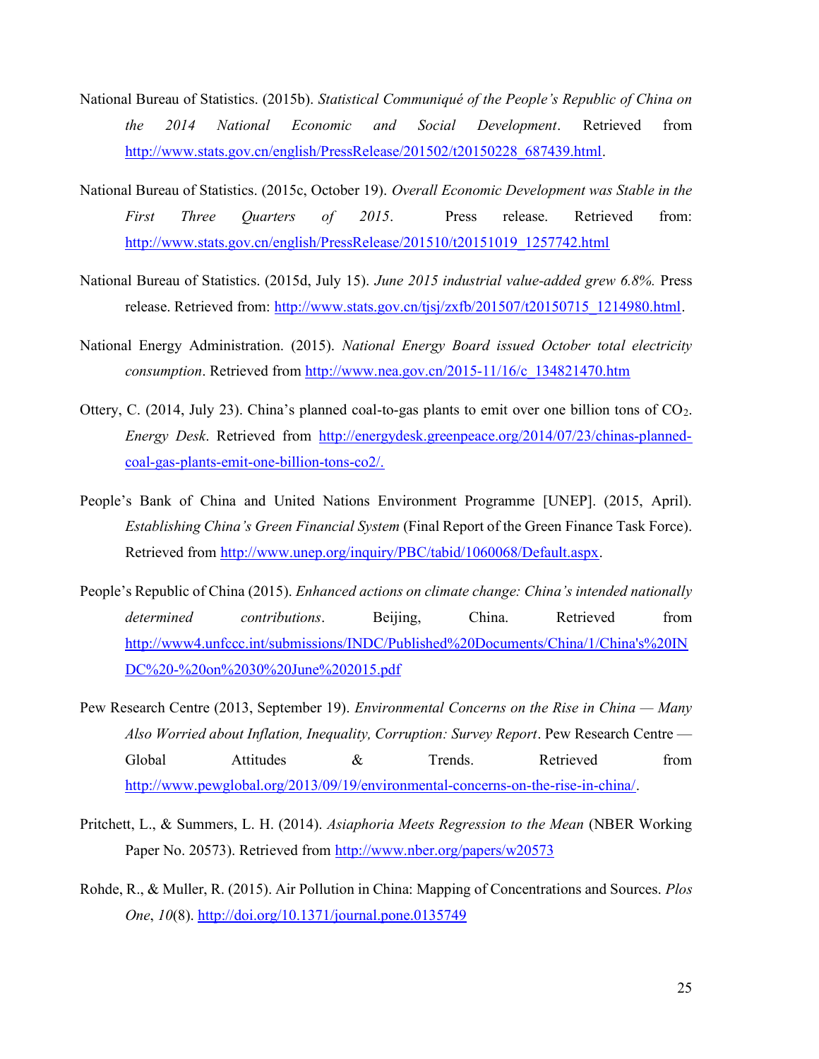National Bureau of Statistics. (2015b). *Statistical Communiqué of the People's Republic of China on the 2014 National Economic and Social Development*. Retrieved from http://www.stats.gov.cn/english/PressRelease/201502/t20150228_687439.html.

National Bureau of Statistics. (2015c, October 19). *Overall Economic Development was Stable in the First Three Quarters of 2015*. Press release. Retrieved from: http://www.stats.gov.cn/english/PressRelease/201510/t20151019_1257742.html

National Bureau of Statistics. (2015d, July 15). *June 2015 industrial value-added grew 6.8%.* Press release. Retrieved from: http://www.stats.gov.cn/tjsj/zxfb/201507/t20150715_1214980.html.

National Energy Administration. (2015). *National Energy Board issued October total electricity consumption*. Retrieved from http://www.nea.gov.cn/2015-11/16/c_134821470.htm

Ottery, C. (2014, July 23). China's planned coal-to-gas plants to emit over one billion tons of $CO_2$. *Energy Desk*. Retrieved from http://energydesk.greenpeace.org/2014/07/23/chinas-planned-coal-gas-plants-emit-one-billion-tons-co2/.

People's Bank of China and United Nations Environment Programme [UNEP]. (2015, April). *Establishing China's Green Financial System* (Final Report of the Green Finance Task Force). Retrieved from http://www.unep.org/inquiry/PBC/tabid/1060068/Default.aspx.

People's Republic of China (2015). *Enhanced actions on climate change: China's intended nationally determined contributions*. Beijing, China. Retrieved from http://www4.unfccc.int/submissions/INDC/Published%20Documents/China/1/China's%20INDC%20-%20on%2030%20June%202015.pdf

Pew Research Centre (2013, September 19). *Environmental Concerns on the Rise in China — Many Also Worried about Inflation, Inequality, Corruption: Survey Report*. Pew Research Centre — Global Attitudes & Trends. Retrieved from http://www.pewglobal.org/2013/09/19/environmental-concerns-on-the-rise-in-china/.

Pritchett, L., & Summers, L. H. (2014). *Asiaphoria Meets Regression to the Mean* (NBER Working Paper No. 20573). Retrieved from http://www.nber.org/papers/w20573

Rohde, R., & Muller, R. (2015). Air Pollution in China: Mapping of Concentrations and Sources. *Plos One*, *10*(8). http://doi.org/10.1371/journal.pone.0135749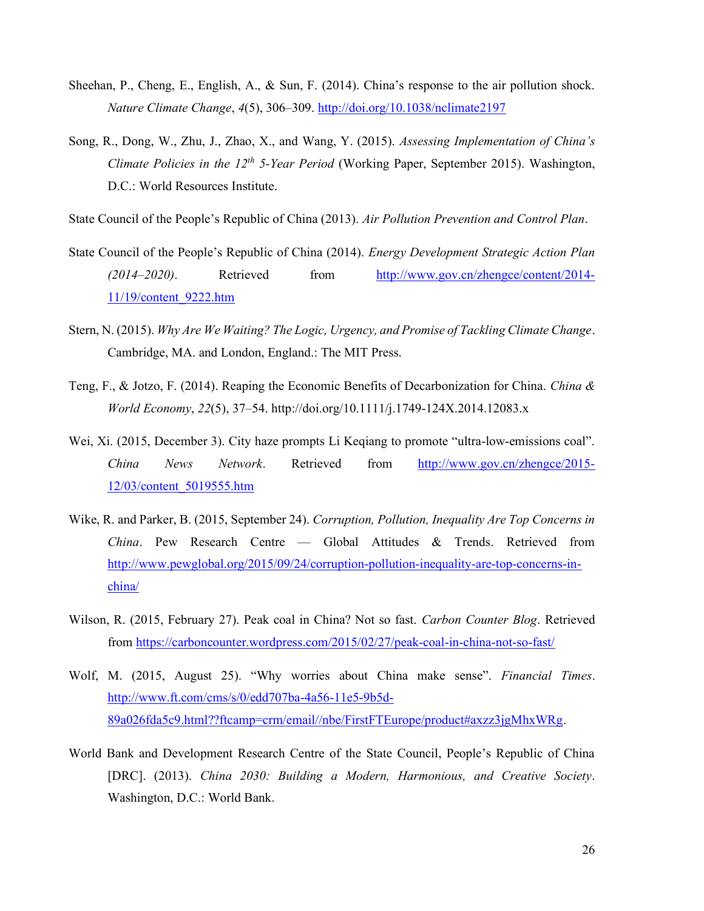Sheehan, P., Cheng, E., English, A., & Sun, F. (2014). China's response to the air pollution shock. *Nature Climate Change*, *4*(5), 306–309. http://doi.org/10.1038/nclimate2197

Song, R., Dong, W., Zhu, J., Zhao, X., and Wang, Y. (2015). *Assessing Implementation of China's Climate Policies in the 12th 5-Year Period* (Working Paper, September 2015). Washington, D.C.: World Resources Institute.

State Council of the People's Republic of China (2013). *Air Pollution Prevention and Control Plan*.

State Council of the People's Republic of China (2014). *Energy Development Strategic Action Plan (2014–2020)*. Retrieved from http://www.gov.cn/zhengce/content/2014-11/19/content_9222.htm

Stern, N. (2015). *Why Are We Waiting? The Logic, Urgency, and Promise of Tackling Climate Change*. Cambridge, MA. and London, England.: The MIT Press.

Teng, F., & Jotzo, F. (2014). Reaping the Economic Benefits of Decarbonization for China. *China & World Economy*, *22*(5), 37–54. http://doi.org/10.1111/j.1749-124X.2014.12083.x

Wei, Xi. (2015, December 3). City haze prompts Li Keqiang to promote "ultra-low-emissions coal". *China News Network*. Retrieved from http://www.gov.cn/zhengce/2015-12/03/content_5019555.htm

Wike, R. and Parker, B. (2015, September 24). *Corruption, Pollution, Inequality Are Top Concerns in China*. Pew Research Centre — Global Attitudes & Trends. Retrieved from http://www.pewglobal.org/2015/09/24/corruption-pollution-inequality-are-top-concerns-in-china/

Wilson, R. (2015, February 27). Peak coal in China? Not so fast. *Carbon Counter Blog*. Retrieved from https://carboncounter.wordpress.com/2015/02/27/peak-coal-in-china-not-so-fast/

Wolf, M. (2015, August 25). "Why worries about China make sense". *Financial Times*. http://www.ft.com/cms/s/0/edd707ba-4a56-11e5-9b5d-89a026fda5c9.html??ftcamp=crm/email//nbe/FirstFTEurope/product#axzz3jgMhxWRg.

World Bank and Development Research Centre of the State Council, People's Republic of China [DRC]. (2013). *China 2030: Building a Modern, Harmonious, and Creative Society*. Washington, D.C.: World Bank.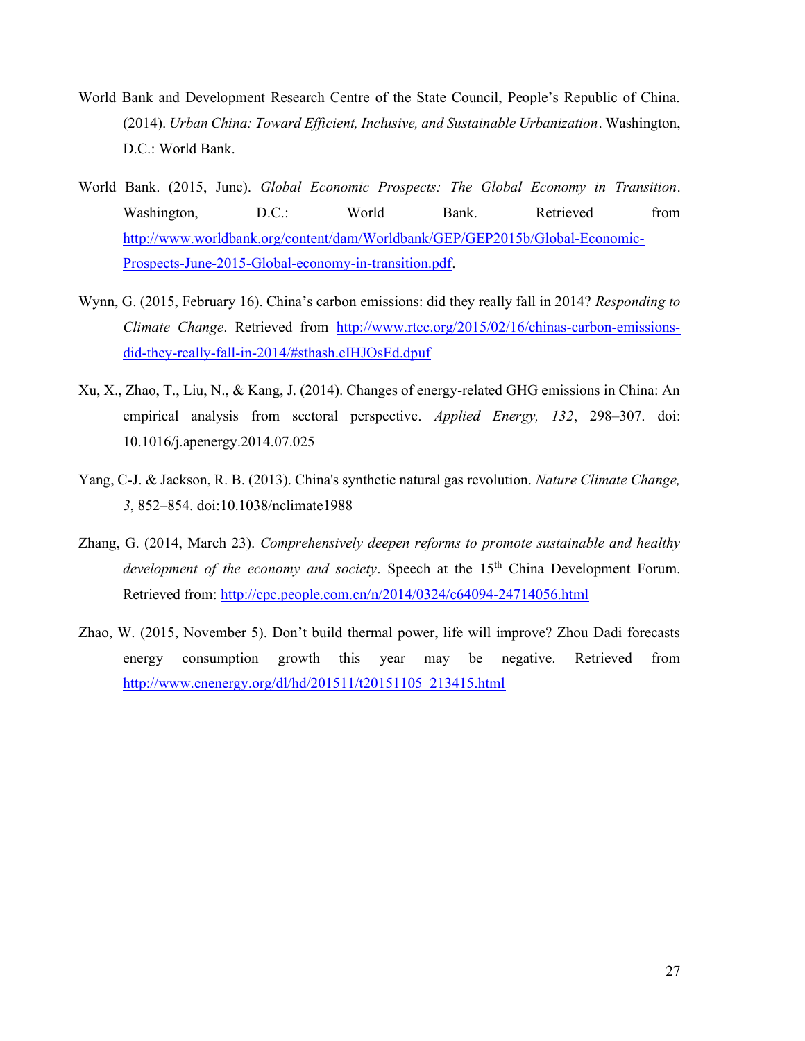World Bank and Development Research Centre of the State Council, People's Republic of China. (2014). *Urban China: Toward Efficient, Inclusive, and Sustainable Urbanization*. Washington, D.C.: World Bank.

World Bank. (2015, June). *Global Economic Prospects: The Global Economy in Transition*. Washington, D.C.: World Bank. Retrieved from http://www.worldbank.org/content/dam/Worldbank/GEP/GEP2015b/Global-Economic-Prospects-June-2015-Global-economy-in-transition.pdf.

Wynn, G. (2015, February 16). China's carbon emissions: did they really fall in 2014? *Responding to Climate Change*. Retrieved from http://www.rtcc.org/2015/02/16/chinas-carbon-emissions-did-they-really-fall-in-2014/#sthash.eIHJOsEd.dpuf

Xu, X., Zhao, T., Liu, N., & Kang, J. (2014). Changes of energy-related GHG emissions in China: An empirical analysis from sectoral perspective. *Applied Energy, 132*, 298–307. doi: 10.1016/j.apenergy.2014.07.025

Yang, C-J. & Jackson, R. B. (2013). China's synthetic natural gas revolution. *Nature Climate Change, 3*, 852–854. doi:10.1038/nclimate1988

Zhang, G. (2014, March 23). *Comprehensively deepen reforms to promote sustainable and healthy development of the economy and society*. Speech at the 15th China Development Forum. Retrieved from: http://cpc.people.com.cn/n/2014/0324/c64094-24714056.html

Zhao, W. (2015, November 5). Don't build thermal power, life will improve? Zhou Dadi forecasts energy consumption growth this year may be negative. Retrieved from http://www.cnenergy.org/dl/hd/201511/t20151105_213415.html